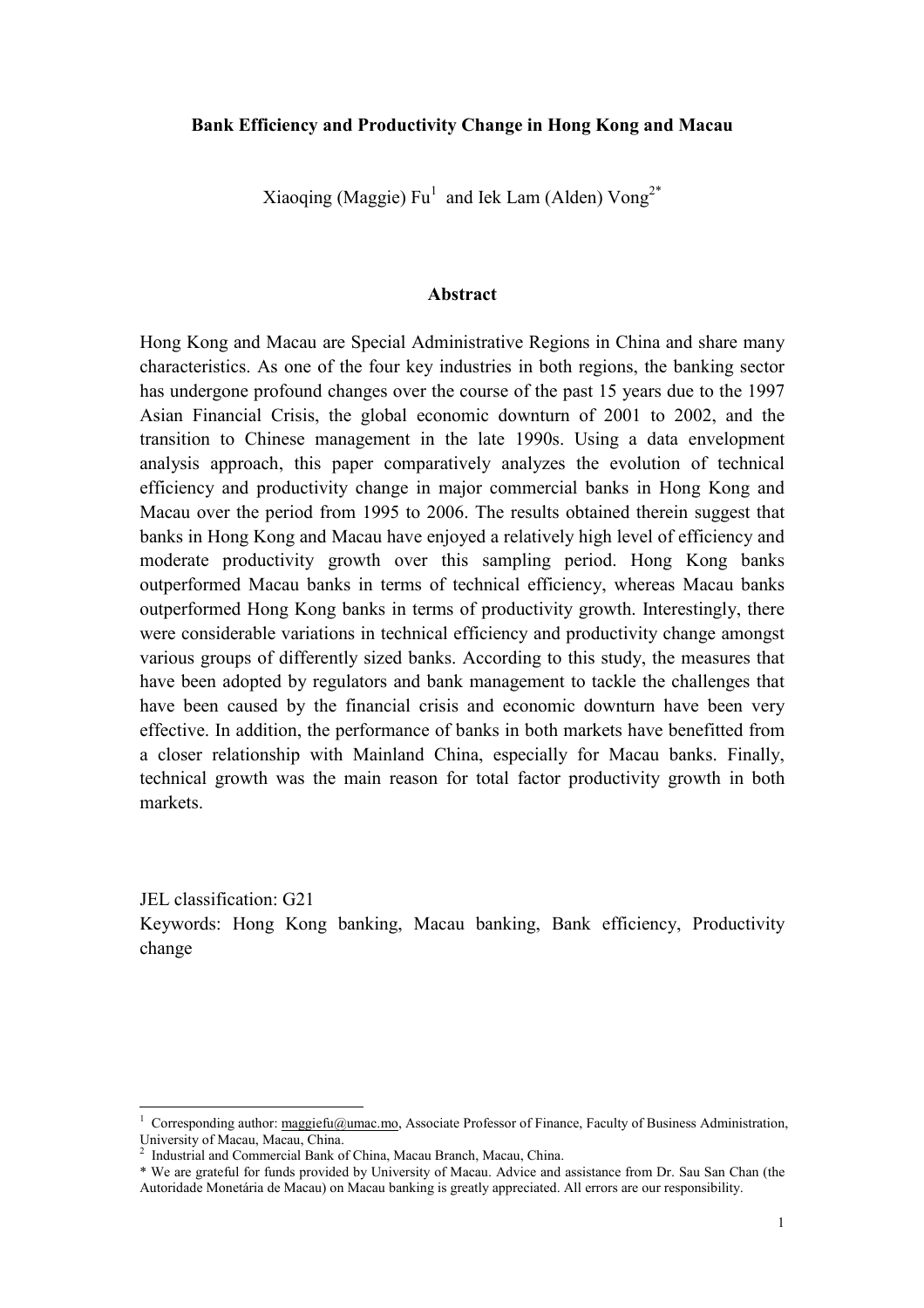**Bank Efficiency and Productivity Change in Hong Kong and Macau**

Xiaoqing (Maggie) Fu[1] and Iek Lam (Alden) Vong[2*]

## Abstract

Hong Kong and Macau are Special Administrative Regions in China and share many characteristics. As one of the four key industries in both regions, the banking sector has undergone profound changes over the course of the past 15 years due to the 1997 Asian Financial Crisis, the global economic downturn of 2001 to 2002, and the transition to Chinese management in the late 1990s. Using a data envelopment analysis approach, this paper comparatively analyzes the evolution of technical efficiency and productivity change in major commercial banks in Hong Kong and Macau over the period from 1995 to 2006. The results obtained therein suggest that banks in Hong Kong and Macau have enjoyed a relatively high level of efficiency and moderate productivity growth over this sampling period. Hong Kong banks outperformed Macau banks in terms of technical efficiency, whereas Macau banks outperformed Hong Kong banks in terms of productivity growth. Interestingly, there were considerable variations in technical efficiency and productivity change amongst various groups of differently sized banks. According to this study, the measures that have been adopted by regulators and bank management to tackle the challenges that have been caused by the financial crisis and economic downturn have been very effective. In addition, the performance of banks in both markets have benefitted from a closer relationship with Mainland China, especially for Macau banks. Finally, technical growth was the main reason for total factor productivity growth in both markets.

JEL classification: G21

Keywords: Hong Kong banking, Macau banking, Bank efficiency, Productivity change

---

[1] Corresponding author: maggiefu@umac.mo, Associate Professor of Finance, Faculty of Business Administration, University of Macau, Macau, China.

[2] Industrial and Commercial Bank of China, Macau Branch, Macau, China.

\* We are grateful for funds provided by University of Macau. Advice and assistance from Dr. Sau San Chan (the Autoridade Monetária de Macau) on Macau banking is greatly appreciated. All errors are our responsibility.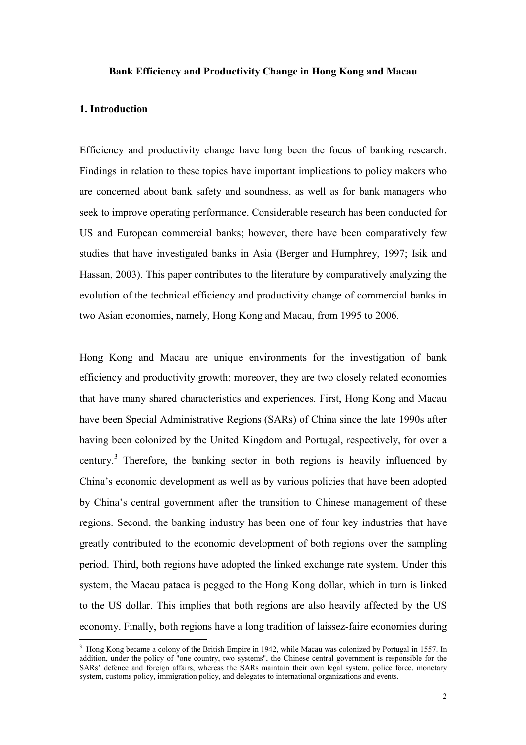**Bank Efficiency and Productivity Change in Hong Kong and Macau**

## 1. Introduction

Efficiency and productivity change have long been the focus of banking research. Findings in relation to these topics have important implications to policy makers who are concerned about bank safety and soundness, as well as for bank managers who seek to improve operating performance. Considerable research has been conducted for US and European commercial banks; however, there have been comparatively few studies that have investigated banks in Asia (Berger and Humphrey, 1997; Isik and Hassan, 2003). This paper contributes to the literature by comparatively analyzing the evolution of the technical efficiency and productivity change of commercial banks in two Asian economies, namely, Hong Kong and Macau, from 1995 to 2006.

Hong Kong and Macau are unique environments for the investigation of bank efficiency and productivity growth; moreover, they are two closely related economies that have many shared characteristics and experiences. First, Hong Kong and Macau have been Special Administrative Regions (SARs) of China since the late 1990s after having been colonized by the United Kingdom and Portugal, respectively, for over a century.[3] Therefore, the banking sector in both regions is heavily influenced by China's economic development as well as by various policies that have been adopted by China's central government after the transition to Chinese management of these regions. Second, the banking industry has been one of four key industries that have greatly contributed to the economic development of both regions over the sampling period. Third, both regions have adopted the linked exchange rate system. Under this system, the Macau pataca is pegged to the Hong Kong dollar, which in turn is linked to the US dollar. This implies that both regions are also heavily affected by the US economy. Finally, both regions have a long tradition of laissez-faire economies during

[3] Hong Kong became a colony of the British Empire in 1942, while Macau was colonized by Portugal in 1557. In addition, under the policy of "one country, two systems", the Chinese central government is responsible for the SARs' defence and foreign affairs, whereas the SARs maintain their own legal system, police force, monetary system, customs policy, immigration policy, and delegates to international organizations and events.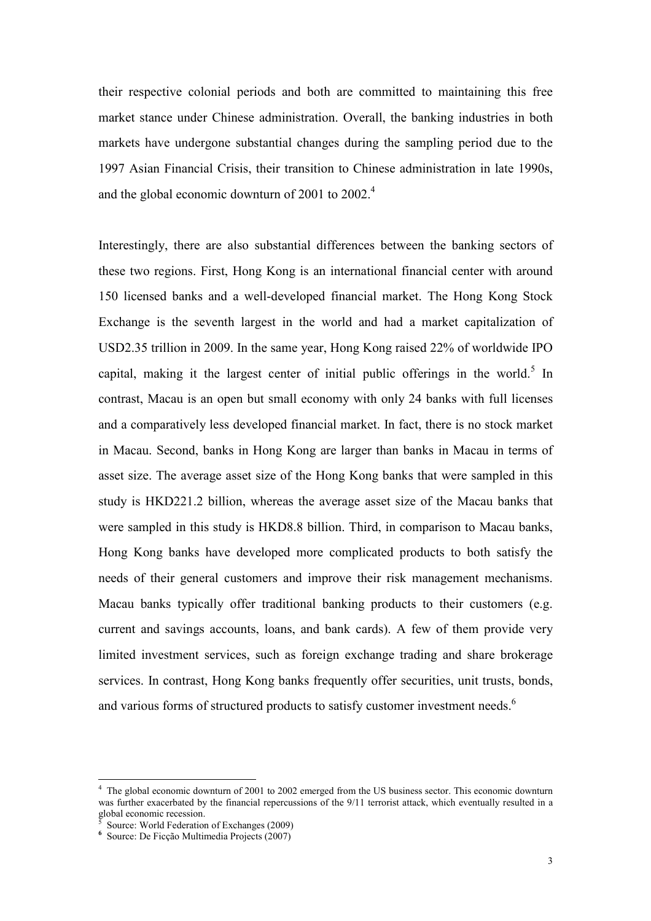their respective colonial periods and both are committed to maintaining this free market stance under Chinese administration. Overall, the banking industries in both markets have undergone substantial changes during the sampling period due to the 1997 Asian Financial Crisis, their transition to Chinese administration in late 1990s, and the global economic downturn of 2001 to 2002.[4]

Interestingly, there are also substantial differences between the banking sectors of these two regions. First, Hong Kong is an international financial center with around 150 licensed banks and a well-developed financial market. The Hong Kong Stock Exchange is the seventh largest in the world and had a market capitalization of USD2.35 trillion in 2009. In the same year, Hong Kong raised 22% of worldwide IPO capital, making it the largest center of initial public offerings in the world.[5] In contrast, Macau is an open but small economy with only 24 banks with full licenses and a comparatively less developed financial market. In fact, there is no stock market in Macau. Second, banks in Hong Kong are larger than banks in Macau in terms of asset size. The average asset size of the Hong Kong banks that were sampled in this study is HKD221.2 billion, whereas the average asset size of the Macau banks that were sampled in this study is HKD8.8 billion. Third, in comparison to Macau banks, Hong Kong banks have developed more complicated products to both satisfy the needs of their general customers and improve their risk management mechanisms. Macau banks typically offer traditional banking products to their customers (e.g. current and savings accounts, loans, and bank cards). A few of them provide very limited investment services, such as foreign exchange trading and share brokerage services. In contrast, Hong Kong banks frequently offer securities, unit trusts, bonds, and various forms of structured products to satisfy customer investment needs.[6]

---

[4] The global economic downturn of 2001 to 2002 emerged from the US business sector. This economic downturn was further exacerbated by the financial repercussions of the 9/11 terrorist attack, which eventually resulted in a global economic recession.

[5] Source: World Federation of Exchanges (2009)

[6] Source: De Ficção Multimedia Projects (2007)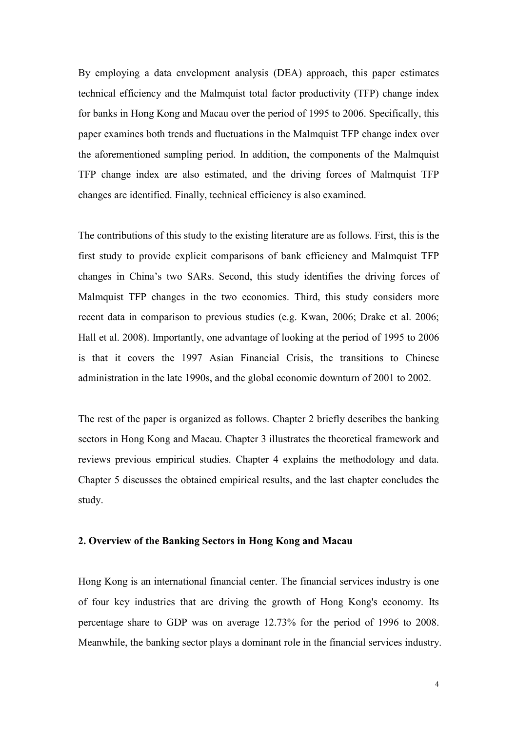By employing a data envelopment analysis (DEA) approach, this paper estimates technical efficiency and the Malmquist total factor productivity (TFP) change index for banks in Hong Kong and Macau over the period of 1995 to 2006. Specifically, this paper examines both trends and fluctuations in the Malmquist TFP change index over the aforementioned sampling period. In addition, the components of the Malmquist TFP change index are also estimated, and the driving forces of Malmquist TFP changes are identified. Finally, technical efficiency is also examined.

The contributions of this study to the existing literature are as follows. First, this is the first study to provide explicit comparisons of bank efficiency and Malmquist TFP changes in China's two SARs. Second, this study identifies the driving forces of Malmquist TFP changes in the two economies. Third, this study considers more recent data in comparison to previous studies (e.g. Kwan, 2006; Drake et al. 2006; Hall et al. 2008). Importantly, one advantage of looking at the period of 1995 to 2006 is that it covers the 1997 Asian Financial Crisis, the transitions to Chinese administration in the late 1990s, and the global economic downturn of 2001 to 2002.

The rest of the paper is organized as follows. Chapter 2 briefly describes the banking sectors in Hong Kong and Macau. Chapter 3 illustrates the theoretical framework and reviews previous empirical studies. Chapter 4 explains the methodology and data. Chapter 5 discusses the obtained empirical results, and the last chapter concludes the study.

## 2. Overview of the Banking Sectors in Hong Kong and Macau

Hong Kong is an international financial center. The financial services industry is one of four key industries that are driving the growth of Hong Kong's economy. Its percentage share to GDP was on average 12.73% for the period of 1996 to 2008. Meanwhile, the banking sector plays a dominant role in the financial services industry.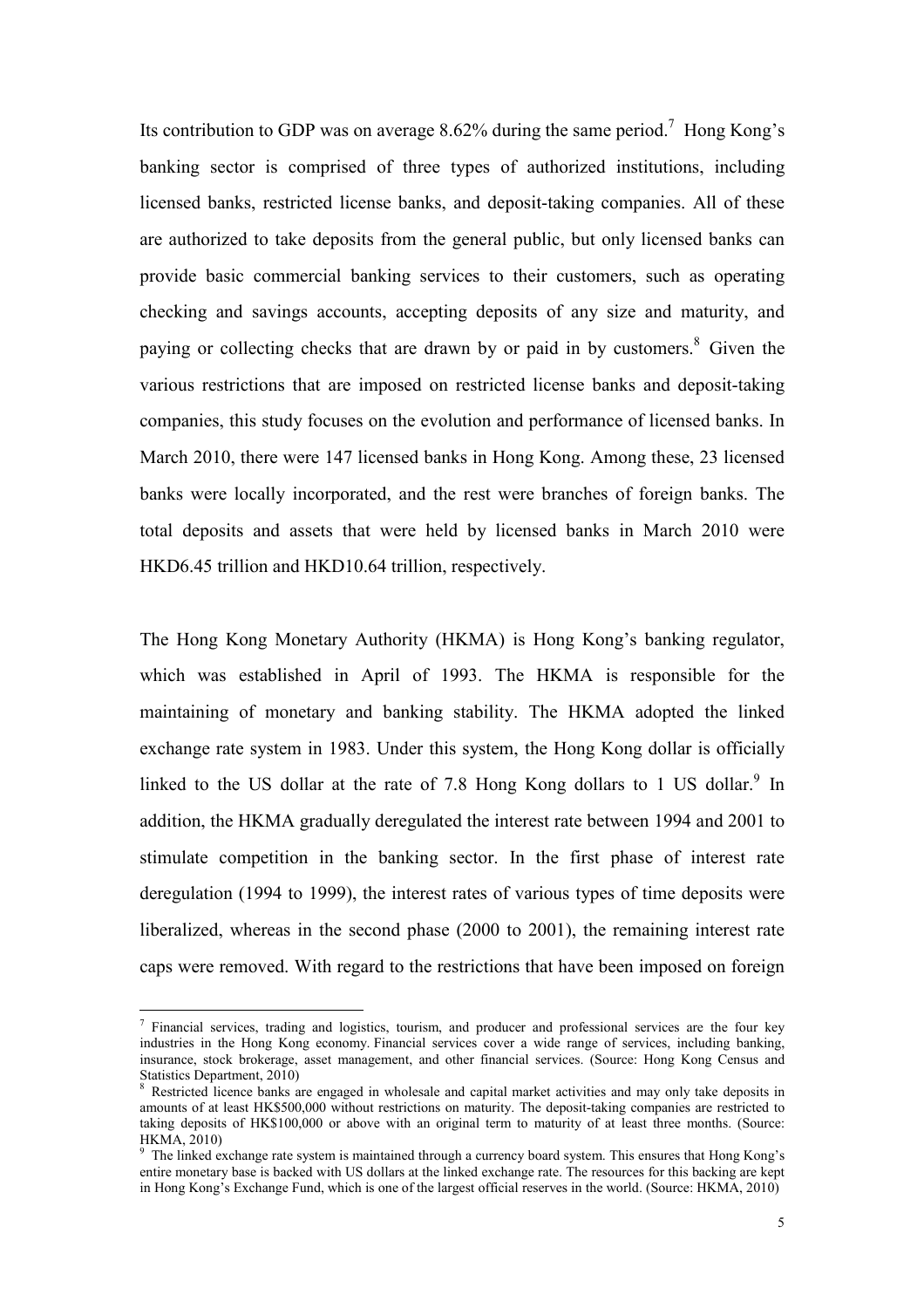Its contribution to GDP was on average 8.62% during the same period.[7] Hong Kong's banking sector is comprised of three types of authorized institutions, including licensed banks, restricted license banks, and deposit-taking companies. All of these are authorized to take deposits from the general public, but only licensed banks can provide basic commercial banking services to their customers, such as operating checking and savings accounts, accepting deposits of any size and maturity, and paying or collecting checks that are drawn by or paid in by customers.[8] Given the various restrictions that are imposed on restricted license banks and deposit-taking companies, this study focuses on the evolution and performance of licensed banks. In March 2010, there were 147 licensed banks in Hong Kong. Among these, 23 licensed banks were locally incorporated, and the rest were branches of foreign banks. The total deposits and assets that were held by licensed banks in March 2010 were HKD6.45 trillion and HKD10.64 trillion, respectively.

The Hong Kong Monetary Authority (HKMA) is Hong Kong's banking regulator, which was established in April of 1993. The HKMA is responsible for the maintaining of monetary and banking stability. The HKMA adopted the linked exchange rate system in 1983. Under this system, the Hong Kong dollar is officially linked to the US dollar at the rate of 7.8 Hong Kong dollars to 1 US dollar.[9] In addition, the HKMA gradually deregulated the interest rate between 1994 and 2001 to stimulate competition in the banking sector. In the first phase of interest rate deregulation (1994 to 1999), the interest rates of various types of time deposits were liberalized, whereas in the second phase (2000 to 2001), the remaining interest rate caps were removed. With regard to the restrictions that have been imposed on foreign

---

[7] Financial services, trading and logistics, tourism, and producer and professional services are the four key industries in the Hong Kong economy. Financial services cover a wide range of services, including banking, insurance, stock brokerage, asset management, and other financial services. (Source: Hong Kong Census and Statistics Department, 2010)

[8] Restricted licence banks are engaged in wholesale and capital market activities and may only take deposits in amounts of at least HK$500,000 without restrictions on maturity. The deposit-taking companies are restricted to taking deposits of HK$100,000 or above with an original term to maturity of at least three months. (Source: HKMA, 2010)

[9] The linked exchange rate system is maintained through a currency board system. This ensures that Hong Kong's entire monetary base is backed with US dollars at the linked exchange rate. The resources for this backing are kept in Hong Kong's Exchange Fund, which is one of the largest official reserves in the world. (Source: HKMA, 2010)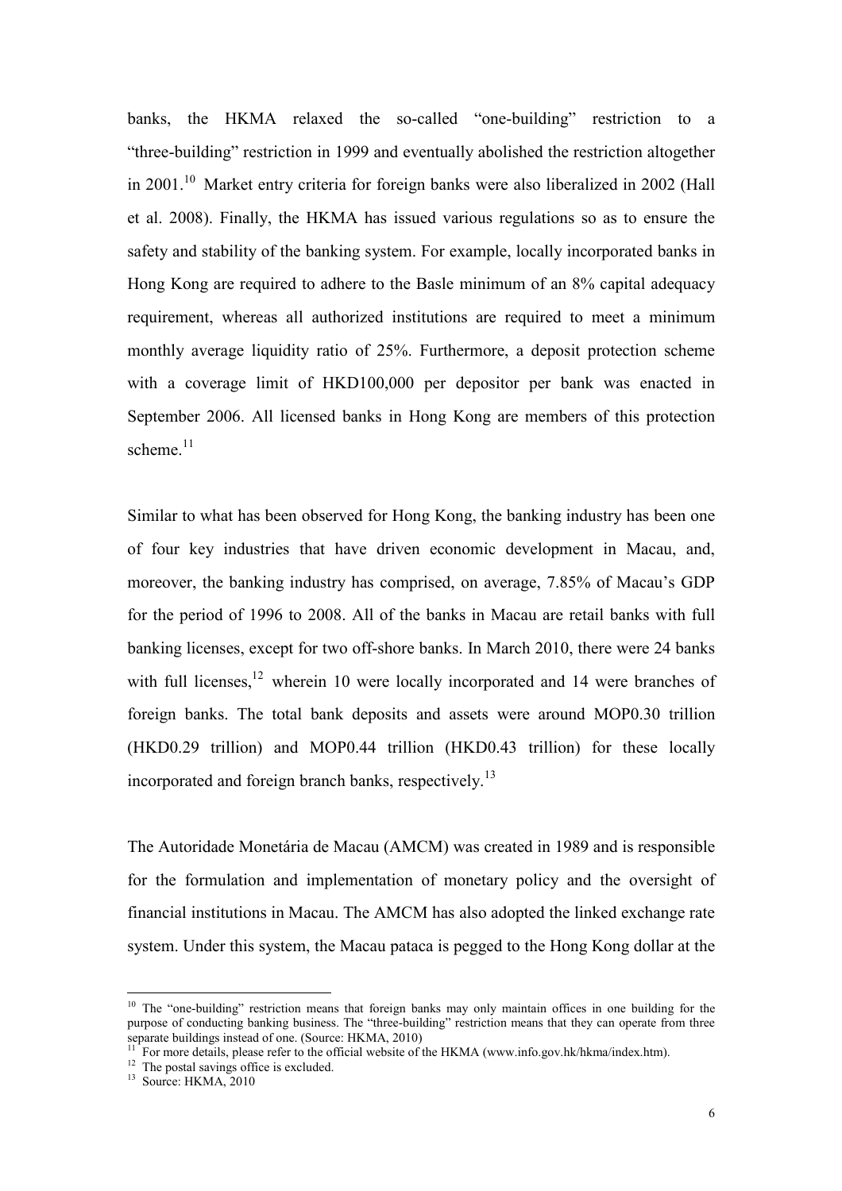banks, the HKMA relaxed the so-called "one-building" restriction to a "three-building" restriction in 1999 and eventually abolished the restriction altogether in 2001.[10] Market entry criteria for foreign banks were also liberalized in 2002 (Hall et al. 2008). Finally, the HKMA has issued various regulations so as to ensure the safety and stability of the banking system. For example, locally incorporated banks in Hong Kong are required to adhere to the Basle minimum of an 8% capital adequacy requirement, whereas all authorized institutions are required to meet a minimum monthly average liquidity ratio of 25%. Furthermore, a deposit protection scheme with a coverage limit of HKD100,000 per depositor per bank was enacted in September 2006. All licensed banks in Hong Kong are members of this protection scheme.[11]

Similar to what has been observed for Hong Kong, the banking industry has been one of four key industries that have driven economic development in Macau, and, moreover, the banking industry has comprised, on average, 7.85% of Macau's GDP for the period of 1996 to 2008. All of the banks in Macau are retail banks with full banking licenses, except for two off-shore banks. In March 2010, there were 24 banks with full licenses,[12] wherein 10 were locally incorporated and 14 were branches of foreign banks. The total bank deposits and assets were around MOP0.30 trillion (HKD0.29 trillion) and MOP0.44 trillion (HKD0.43 trillion) for these locally incorporated and foreign branch banks, respectively.[13]

The Autoridade Monetária de Macau (AMCM) was created in 1989 and is responsible for the formulation and implementation of monetary policy and the oversight of financial institutions in Macau. The AMCM has also adopted the linked exchange rate system. Under this system, the Macau pataca is pegged to the Hong Kong dollar at the

---

[10] The "one-building" restriction means that foreign banks may only maintain offices in one building for the purpose of conducting banking business. The "three-building" restriction means that they can operate from three separate buildings instead of one. (Source: HKMA, 2010)

[11] For more details, please refer to the official website of the HKMA (www.info.gov.hk/hkma/index.htm).

[12] The postal savings office is excluded.

[13] Source: HKMA, 2010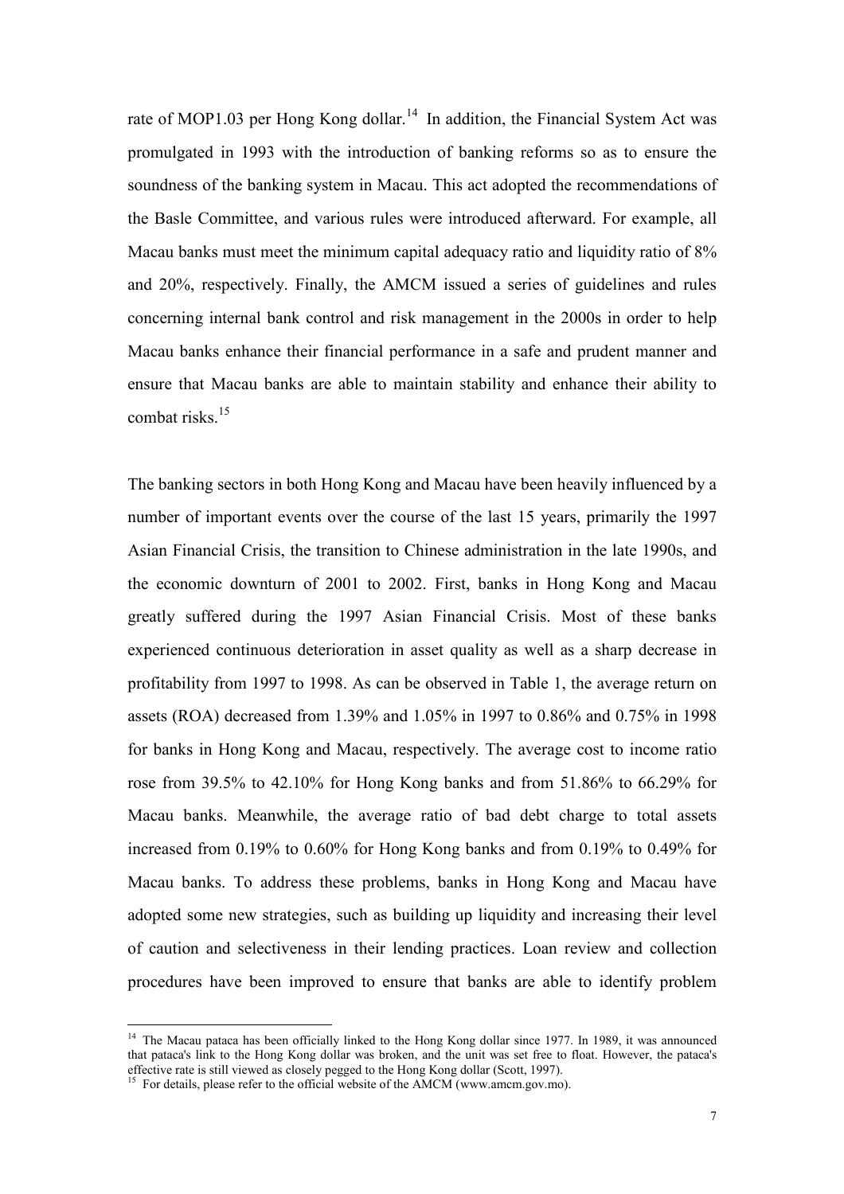rate of MOP1.03 per Hong Kong dollar.[14] In addition, the Financial System Act was promulgated in 1993 with the introduction of banking reforms so as to ensure the soundness of the banking system in Macau. This act adopted the recommendations of the Basle Committee, and various rules were introduced afterward. For example, all Macau banks must meet the minimum capital adequacy ratio and liquidity ratio of 8% and 20%, respectively. Finally, the AMCM issued a series of guidelines and rules concerning internal bank control and risk management in the 2000s in order to help Macau banks enhance their financial performance in a safe and prudent manner and ensure that Macau banks are able to maintain stability and enhance their ability to combat risks.[15]

The banking sectors in both Hong Kong and Macau have been heavily influenced by a number of important events over the course of the last 15 years, primarily the 1997 Asian Financial Crisis, the transition to Chinese administration in the late 1990s, and the economic downturn of 2001 to 2002. First, banks in Hong Kong and Macau greatly suffered during the 1997 Asian Financial Crisis. Most of these banks experienced continuous deterioration in asset quality as well as a sharp decrease in profitability from 1997 to 1998. As can be observed in Table 1, the average return on assets (ROA) decreased from 1.39% and 1.05% in 1997 to 0.86% and 0.75% in 1998 for banks in Hong Kong and Macau, respectively. The average cost to income ratio rose from 39.5% to 42.10% for Hong Kong banks and from 51.86% to 66.29% for Macau banks. Meanwhile, the average ratio of bad debt charge to total assets increased from 0.19% to 0.60% for Hong Kong banks and from 0.19% to 0.49% for Macau banks. To address these problems, banks in Hong Kong and Macau have adopted some new strategies, such as building up liquidity and increasing their level of caution and selectiveness in their lending practices. Loan review and collection procedures have been improved to ensure that banks are able to identify problem

---

[14] The Macau pataca has been officially linked to the Hong Kong dollar since 1977. In 1989, it was announced that pataca's link to the Hong Kong dollar was broken, and the unit was set free to float. However, the pataca's effective rate is still viewed as closely pegged to the Hong Kong dollar (Scott, 1997).

[15] For details, please refer to the official website of the AMCM (www.amcm.gov.mo).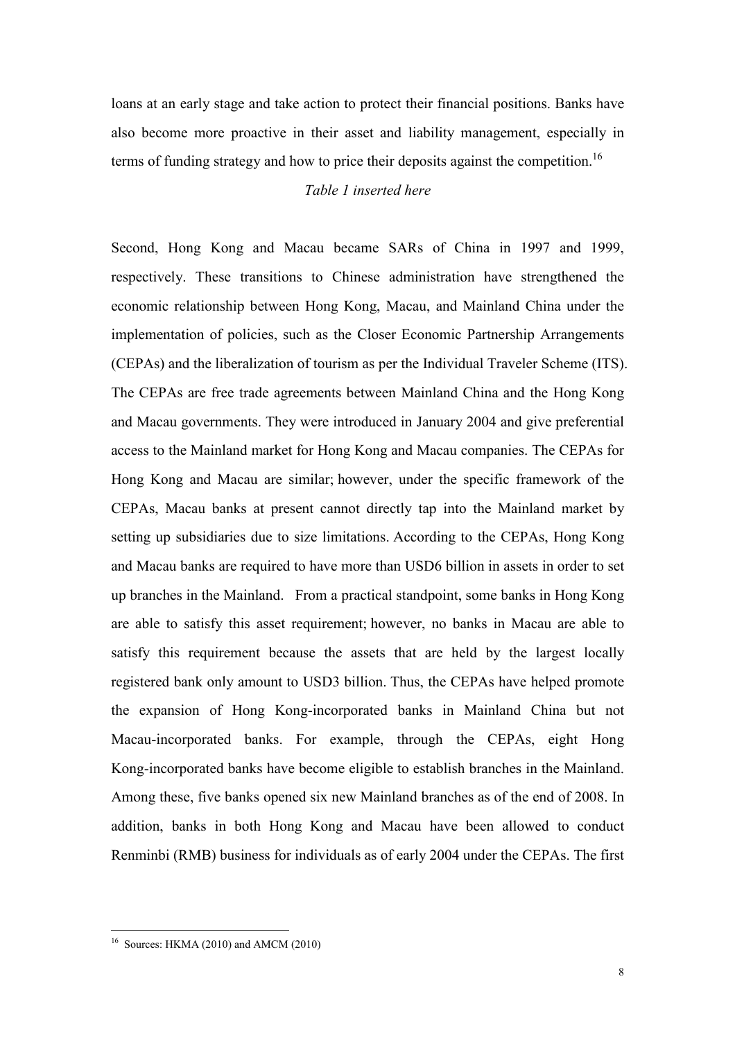loans at an early stage and take action to protect their financial positions. Banks have also become more proactive in their asset and liability management, especially in terms of funding strategy and how to price their deposits against the competition.[16]

*Table 1 inserted here*

Second, Hong Kong and Macau became SARs of China in 1997 and 1999, respectively. These transitions to Chinese administration have strengthened the economic relationship between Hong Kong, Macau, and Mainland China under the implementation of policies, such as the Closer Economic Partnership Arrangements (CEPAs) and the liberalization of tourism as per the Individual Traveler Scheme (ITS). The CEPAs are free trade agreements between Mainland China and the Hong Kong and Macau governments. They were introduced in January 2004 and give preferential access to the Mainland market for Hong Kong and Macau companies. The CEPAs for Hong Kong and Macau are similar; however, under the specific framework of the CEPAs, Macau banks at present cannot directly tap into the Mainland market by setting up subsidiaries due to size limitations. According to the CEPAs, Hong Kong and Macau banks are required to have more than USD6 billion in assets in order to set up branches in the Mainland. From a practical standpoint, some banks in Hong Kong are able to satisfy this asset requirement; however, no banks in Macau are able to satisfy this requirement because the assets that are held by the largest locally registered bank only amount to USD3 billion. Thus, the CEPAs have helped promote the expansion of Hong Kong-incorporated banks in Mainland China but not Macau-incorporated banks. For example, through the CEPAs, eight Hong Kong-incorporated banks have become eligible to establish branches in the Mainland. Among these, five banks opened six new Mainland branches as of the end of 2008. In addition, banks in both Hong Kong and Macau have been allowed to conduct Renminbi (RMB) business for individuals as of early 2004 under the CEPAs. The first

[16] Sources: HKMA (2010) and AMCM (2010)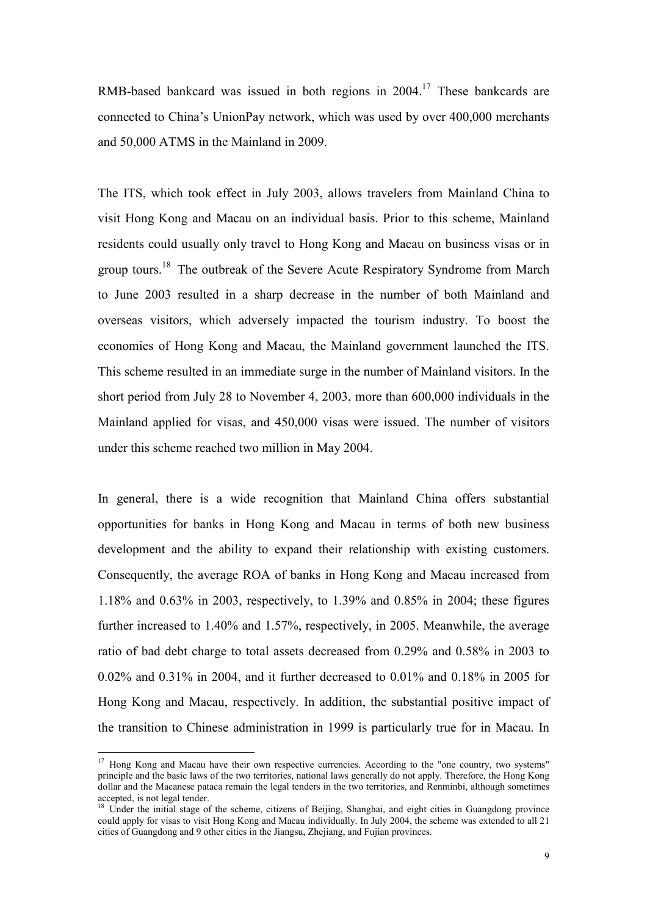RMB-based bankcard was issued in both regions in 2004.[17] These bankcards are connected to China's UnionPay network, which was used by over 400,000 merchants and 50,000 ATMS in the Mainland in 2009.

The ITS, which took effect in July 2003, allows travelers from Mainland China to visit Hong Kong and Macau on an individual basis. Prior to this scheme, Mainland residents could usually only travel to Hong Kong and Macau on business visas or in group tours.[18] The outbreak of the Severe Acute Respiratory Syndrome from March to June 2003 resulted in a sharp decrease in the number of both Mainland and overseas visitors, which adversely impacted the tourism industry. To boost the economies of Hong Kong and Macau, the Mainland government launched the ITS. This scheme resulted in an immediate surge in the number of Mainland visitors. In the short period from July 28 to November 4, 2003, more than 600,000 individuals in the Mainland applied for visas, and 450,000 visas were issued. The number of visitors under this scheme reached two million in May 2004.

In general, there is a wide recognition that Mainland China offers substantial opportunities for banks in Hong Kong and Macau in terms of both new business development and the ability to expand their relationship with existing customers. Consequently, the average ROA of banks in Hong Kong and Macau increased from 1.18% and 0.63% in 2003, respectively, to 1.39% and 0.85% in 2004; these figures further increased to 1.40% and 1.57%, respectively, in 2005. Meanwhile, the average ratio of bad debt charge to total assets decreased from 0.29% and 0.58% in 2003 to 0.02% and 0.31% in 2004, and it further decreased to 0.01% and 0.18% in 2005 for Hong Kong and Macau, respectively. In addition, the substantial positive impact of the transition to Chinese administration in 1999 is particularly true for in Macau. In

[17] Hong Kong and Macau have their own respective currencies. According to the "one country, two systems" principle and the basic laws of the two territories, national laws generally do not apply. Therefore, the Hong Kong dollar and the Macanese pataca remain the legal tenders in the two territories, and Renminbi, although sometimes accepted, is not legal tender.

[18] Under the initial stage of the scheme, citizens of Beijing, Shanghai, and eight cities in Guangdong province could apply for visas to visit Hong Kong and Macau individually. In July 2004, the scheme was extended to all 21 cities of Guangdong and 9 other cities in the Jiangsu, Zhejiang, and Fujian provinces.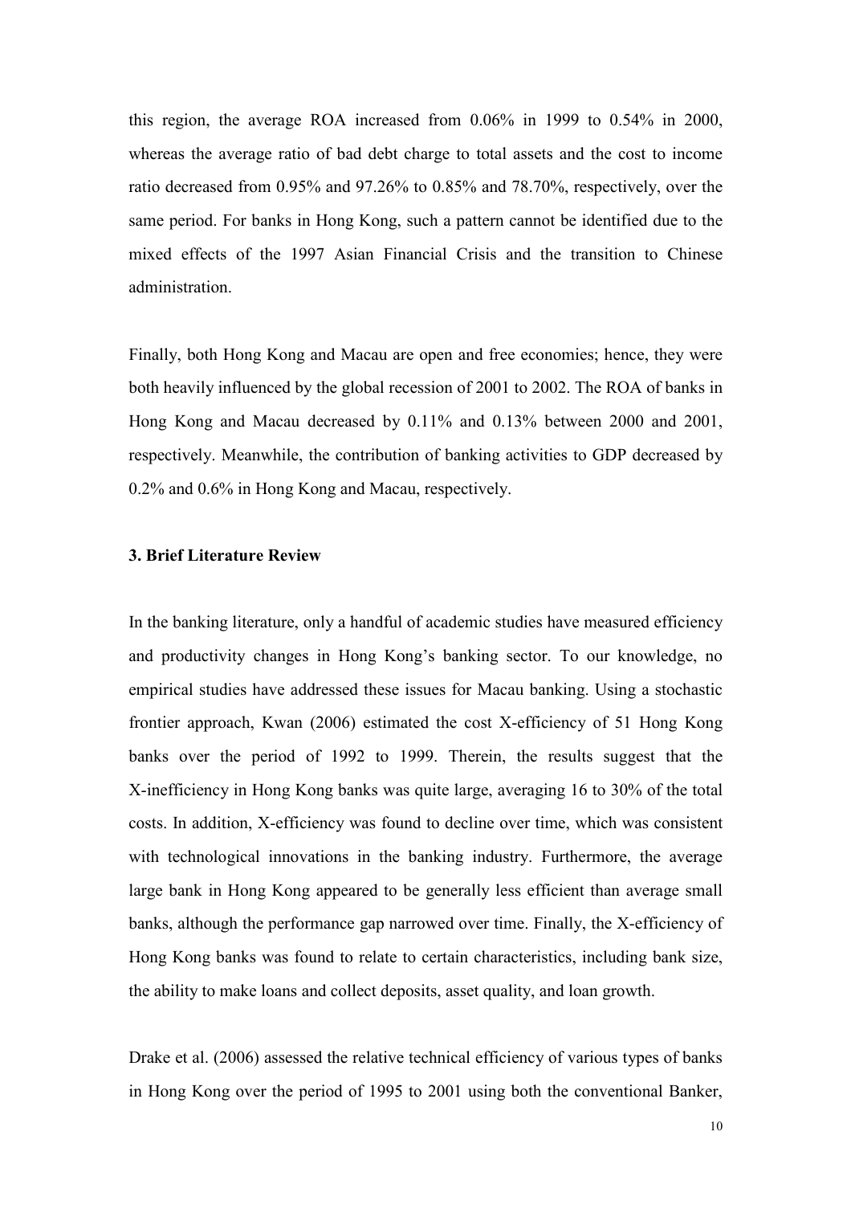this region, the average ROA increased from 0.06% in 1999 to 0.54% in 2000, whereas the average ratio of bad debt charge to total assets and the cost to income ratio decreased from 0.95% and 97.26% to 0.85% and 78.70%, respectively, over the same period. For banks in Hong Kong, such a pattern cannot be identified due to the mixed effects of the 1997 Asian Financial Crisis and the transition to Chinese administration.

Finally, both Hong Kong and Macau are open and free economies; hence, they were both heavily influenced by the global recession of 2001 to 2002. The ROA of banks in Hong Kong and Macau decreased by 0.11% and 0.13% between 2000 and 2001, respectively. Meanwhile, the contribution of banking activities to GDP decreased by 0.2% and 0.6% in Hong Kong and Macau, respectively.

### 3. Brief Literature Review

In the banking literature, only a handful of academic studies have measured efficiency and productivity changes in Hong Kong's banking sector. To our knowledge, no empirical studies have addressed these issues for Macau banking. Using a stochastic frontier approach, Kwan (2006) estimated the cost X-efficiency of 51 Hong Kong banks over the period of 1992 to 1999. Therein, the results suggest that the X-inefficiency in Hong Kong banks was quite large, averaging 16 to 30% of the total costs. In addition, X-efficiency was found to decline over time, which was consistent with technological innovations in the banking industry. Furthermore, the average large bank in Hong Kong appeared to be generally less efficient than average small banks, although the performance gap narrowed over time. Finally, the X-efficiency of Hong Kong banks was found to relate to certain characteristics, including bank size, the ability to make loans and collect deposits, asset quality, and loan growth.

Drake et al. (2006) assessed the relative technical efficiency of various types of banks in Hong Kong over the period of 1995 to 2001 using both the conventional Banker,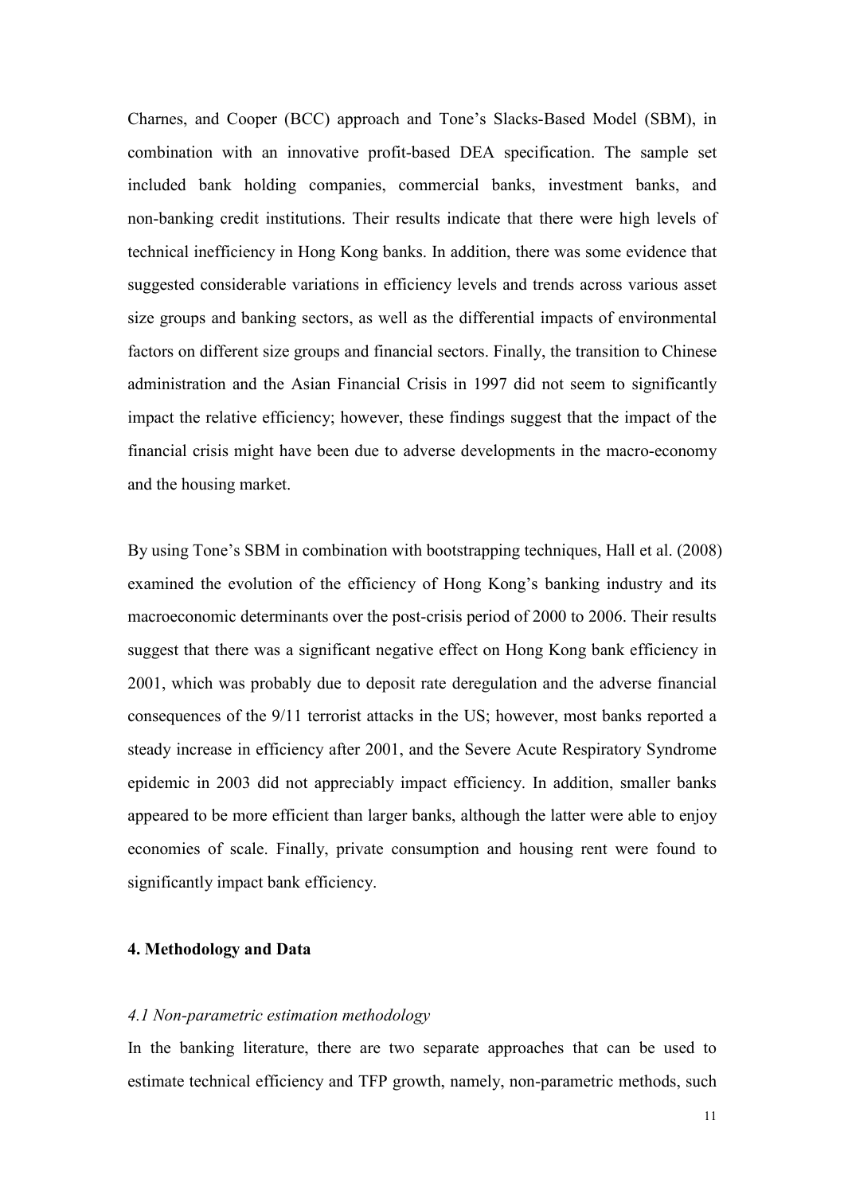Charnes, and Cooper (BCC) approach and Tone's Slacks-Based Model (SBM), in combination with an innovative profit-based DEA specification. The sample set included bank holding companies, commercial banks, investment banks, and non-banking credit institutions. Their results indicate that there were high levels of technical inefficiency in Hong Kong banks. In addition, there was some evidence that suggested considerable variations in efficiency levels and trends across various asset size groups and banking sectors, as well as the differential impacts of environmental factors on different size groups and financial sectors. Finally, the transition to Chinese administration and the Asian Financial Crisis in 1997 did not seem to significantly impact the relative efficiency; however, these findings suggest that the impact of the financial crisis might have been due to adverse developments in the macro-economy and the housing market.

By using Tone's SBM in combination with bootstrapping techniques, Hall et al. (2008) examined the evolution of the efficiency of Hong Kong's banking industry and its macroeconomic determinants over the post-crisis period of 2000 to 2006. Their results suggest that there was a significant negative effect on Hong Kong bank efficiency in 2001, which was probably due to deposit rate deregulation and the adverse financial consequences of the 9/11 terrorist attacks in the US; however, most banks reported a steady increase in efficiency after 2001, and the Severe Acute Respiratory Syndrome epidemic in 2003 did not appreciably impact efficiency. In addition, smaller banks appeared to be more efficient than larger banks, although the latter were able to enjoy economies of scale. Finally, private consumption and housing rent were found to significantly impact bank efficiency.

## 4. Methodology and Data

### *4.1 Non-parametric estimation methodology*

In the banking literature, there are two separate approaches that can be used to estimate technical efficiency and TFP growth, namely, non-parametric methods, such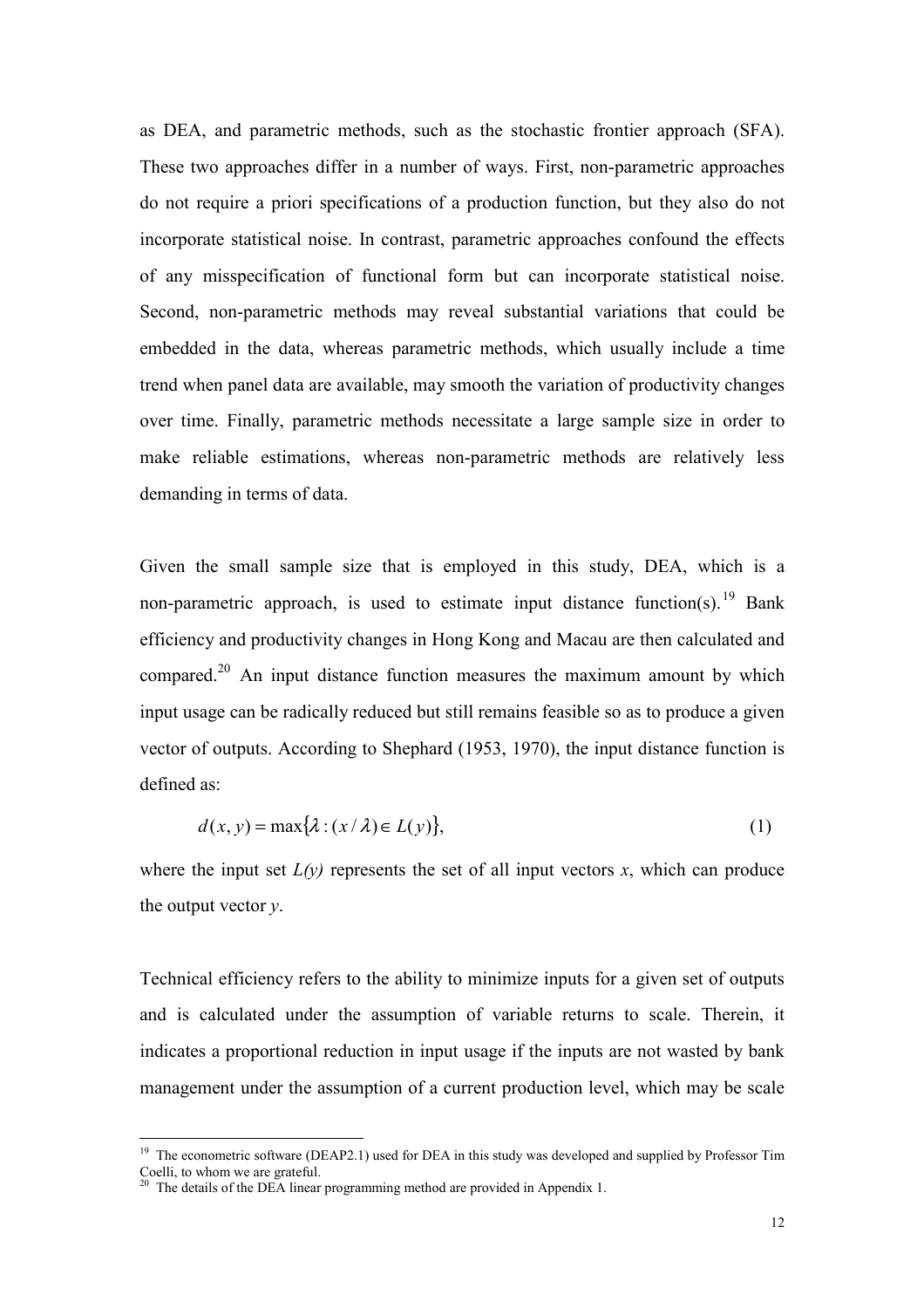as DEA, and parametric methods, such as the stochastic frontier approach (SFA). These two approaches differ in a number of ways. First, non-parametric approaches do not require a priori specifications of a production function, but they also do not incorporate statistical noise. In contrast, parametric approaches confound the effects of any misspecification of functional form but can incorporate statistical noise. Second, non-parametric methods may reveal substantial variations that could be embedded in the data, whereas parametric methods, which usually include a time trend when panel data are available, may smooth the variation of productivity changes over time. Finally, parametric methods necessitate a large sample size in order to make reliable estimations, whereas non-parametric methods are relatively less demanding in terms of data.

Given the small sample size that is employed in this study, DEA, which is a non-parametric approach, is used to estimate input distance function(s).[19] Bank efficiency and productivity changes in Hong Kong and Macau are then calculated and compared.[20] An input distance function measures the maximum amount by which input usage can be radically reduced but still remains feasible so as to produce a given vector of outputs. According to Shephard (1953, 1970), the input distance function is defined as:

$$d(x, y) = \max\{\lambda : (x / \lambda) \in L(y)\}, \tag{1}$$

where the input set $L(y)$ represents the set of all input vectors $x$, which can produce the output vector $y$.

Technical efficiency refers to the ability to minimize inputs for a given set of outputs and is calculated under the assumption of variable returns to scale. Therein, it indicates a proportional reduction in input usage if the inputs are not wasted by bank management under the assumption of a current production level, which may be scale

---

[19] The econometric software (DEAP2.1) used for DEA in this study was developed and supplied by Professor Tim Coelli, to whom we are grateful.

[20] The details of the DEA linear programming method are provided in Appendix 1.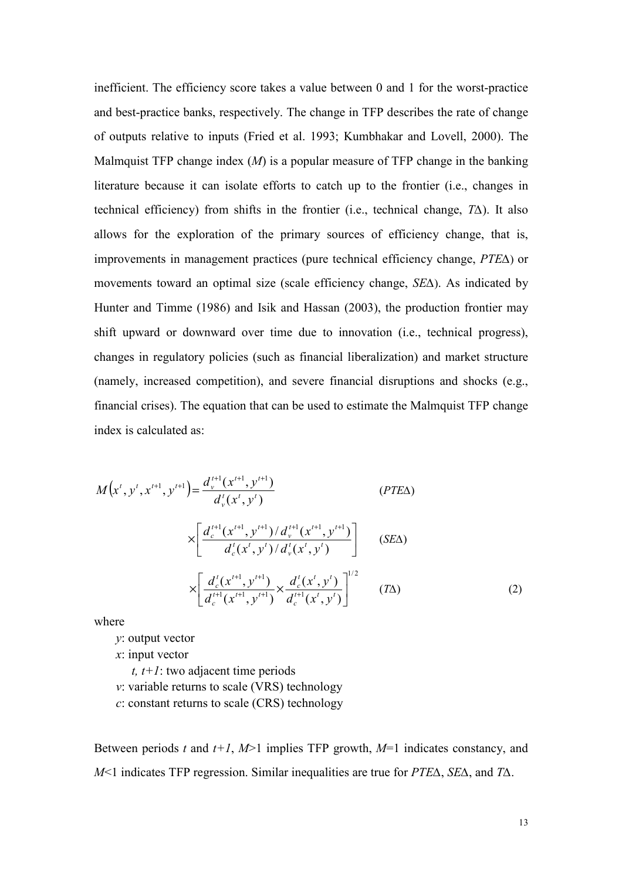inefficient. The efficiency score takes a value between 0 and 1 for the worst-practice and best-practice banks, respectively. The change in TFP describes the rate of change of outputs relative to inputs (Fried et al. 1993; Kumbhakar and Lovell, 2000). The Malmquist TFP change index (*M*) is a popular measure of TFP change in the banking literature because it can isolate efforts to catch up to the frontier (i.e., changes in technical efficiency) from shifts in the frontier (i.e., technical change, *T*Δ). It also allows for the exploration of the primary sources of efficiency change, that is, improvements in management practices (pure technical efficiency change, *PTE*Δ) or movements toward an optimal size (scale efficiency change, *SE*Δ). As indicated by Hunter and Timme (1986) and Isik and Hassan (2003), the production frontier may shift upward or downward over time due to innovation (i.e., technical progress), changes in regulatory policies (such as financial liberalization) and market structure (namely, increased competition), and severe financial disruptions and shocks (e.g., financial crises). The equation that can be used to estimate the Malmquist TFP change index is calculated as:

$$
\begin{aligned}
M\left(x^t, y^t, x^{t+1}, y^{t+1}\right) &= \frac{d_v^{t+1}(x^{t+1}, y^{t+1})}{d_v^t(x^t, y^t)} && (PTE\Delta) \\
&\times \left[\frac{d_c^{t+1}(x^{t+1}, y^{t+1}) / d_v^{t+1}(x^{t+1}, y^{t+1})}{d_c^t(x^t, y^t) / d_v^t(x^t, y^t)}\right] && (SE\Delta) \\
&\times \left[\frac{d_c^t(x^{t+1}, y^{t+1})}{d_c^{t+1}(x^{t+1}, y^{t+1})} \times \frac{d_c^t(x^t, y^t)}{d_c^{t+1}(x^t, y^t)}\right]^{1/2} && (T\Delta) \qquad (2)
\end{aligned}
$$

where

$y$: output vector

$x$: input vector

$t$, $t+1$: two adjacent time periods

$v$: variable returns to scale (VRS) technology

$c$: constant returns to scale (CRS) technology

Between periods $t$ and $t+1$, $M>1$ implies TFP growth, $M=1$ indicates constancy, and $M<1$ indicates TFP regression. Similar inequalities are true for *PTE*Δ, *SE*Δ, and *T*Δ.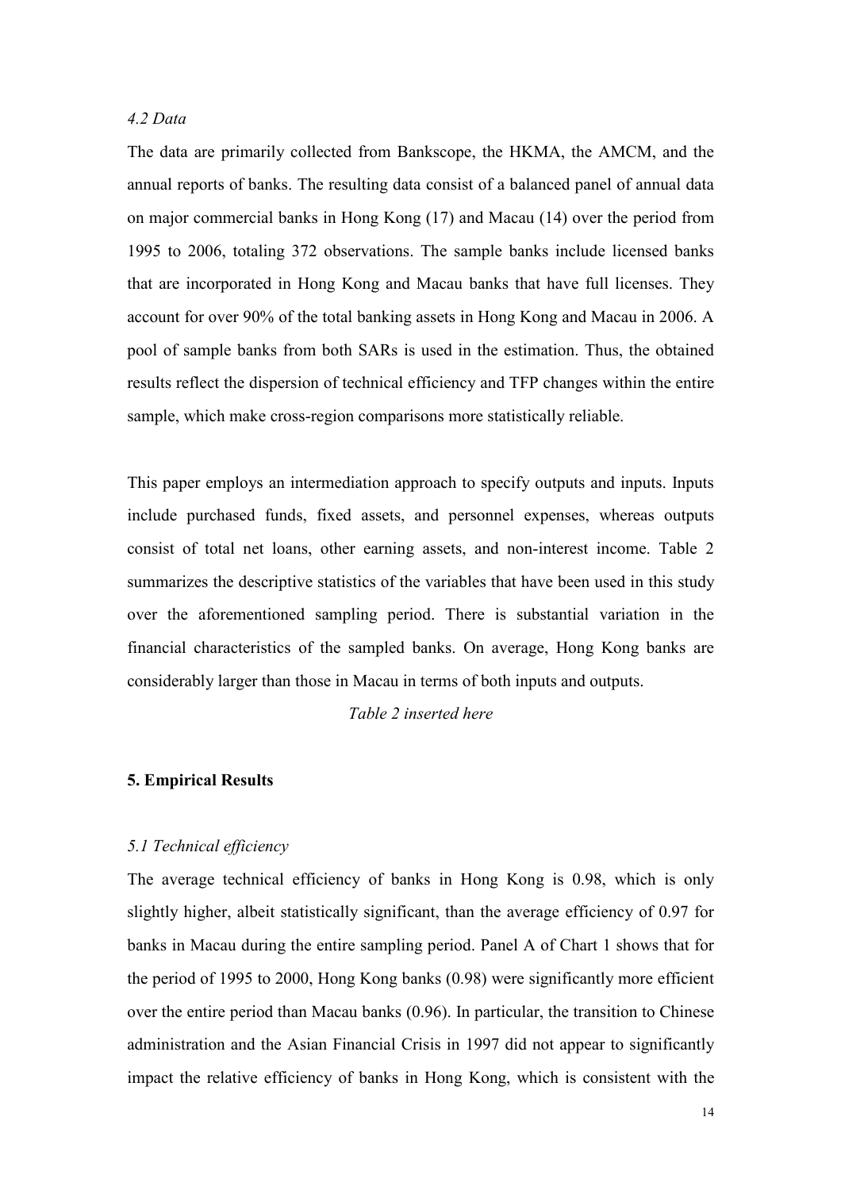*4.2 Data*

The data are primarily collected from Bankscope, the HKMA, the AMCM, and the annual reports of banks. The resulting data consist of a balanced panel of annual data on major commercial banks in Hong Kong (17) and Macau (14) over the period from 1995 to 2006, totaling 372 observations. The sample banks include licensed banks that are incorporated in Hong Kong and Macau banks that have full licenses. They account for over 90% of the total banking assets in Hong Kong and Macau in 2006. A pool of sample banks from both SARs is used in the estimation. Thus, the obtained results reflect the dispersion of technical efficiency and TFP changes within the entire sample, which make cross-region comparisons more statistically reliable.

This paper employs an intermediation approach to specify outputs and inputs. Inputs include purchased funds, fixed assets, and personnel expenses, whereas outputs consist of total net loans, other earning assets, and non-interest income. Table 2 summarizes the descriptive statistics of the variables that have been used in this study over the aforementioned sampling period. There is substantial variation in the financial characteristics of the sampled banks. On average, Hong Kong banks are considerably larger than those in Macau in terms of both inputs and outputs.

*Table 2 inserted here*

## 5. Empirical Results

*5.1 Technical efficiency*

The average technical efficiency of banks in Hong Kong is 0.98, which is only slightly higher, albeit statistically significant, than the average efficiency of 0.97 for banks in Macau during the entire sampling period. Panel A of Chart 1 shows that for the period of 1995 to 2000, Hong Kong banks (0.98) were significantly more efficient over the entire period than Macau banks (0.96). In particular, the transition to Chinese administration and the Asian Financial Crisis in 1997 did not appear to significantly impact the relative efficiency of banks in Hong Kong, which is consistent with the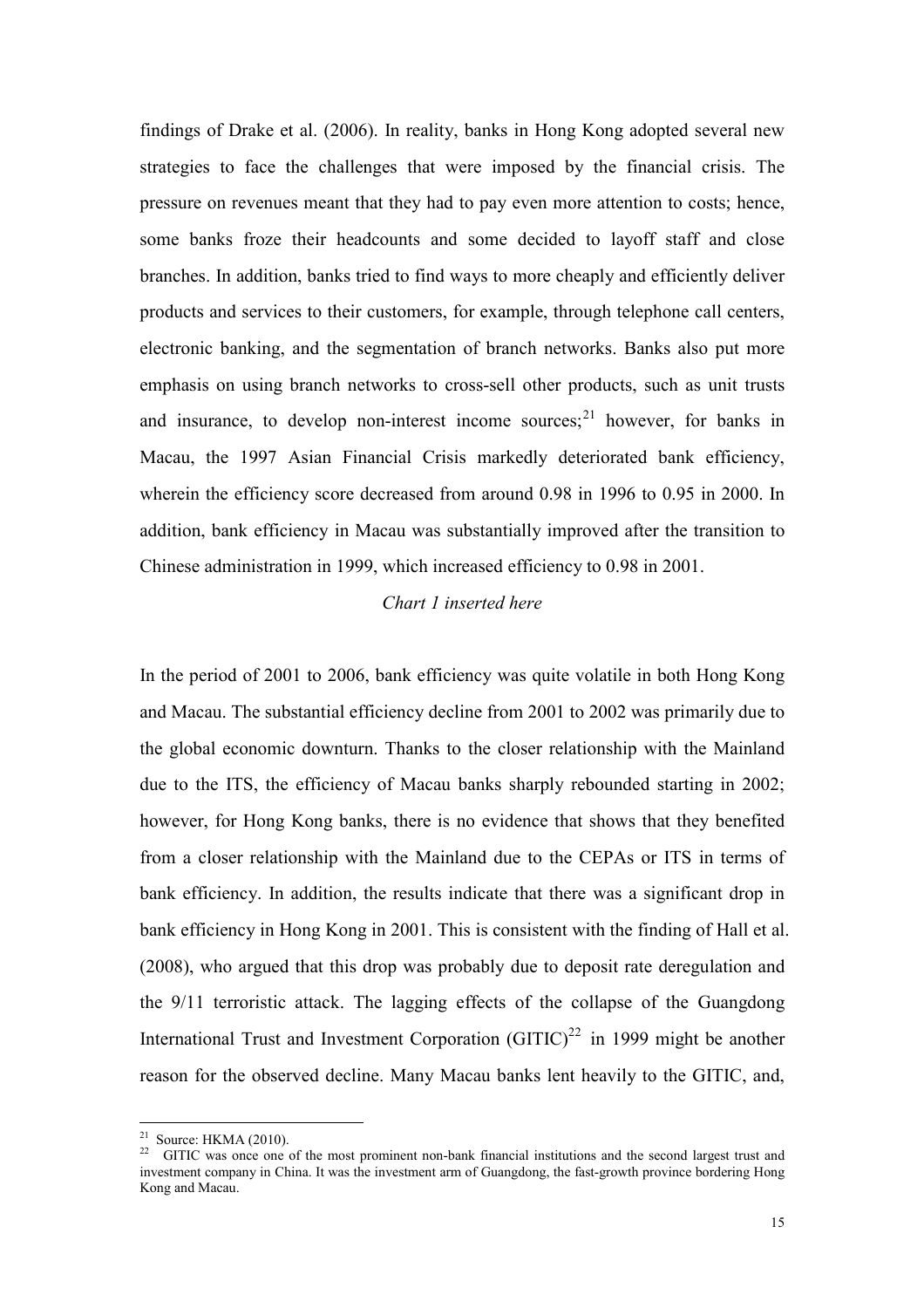findings of Drake et al. (2006). In reality, banks in Hong Kong adopted several new strategies to face the challenges that were imposed by the financial crisis. The pressure on revenues meant that they had to pay even more attention to costs; hence, some banks froze their headcounts and some decided to layoff staff and close branches. In addition, banks tried to find ways to more cheaply and efficiently deliver products and services to their customers, for example, through telephone call centers, electronic banking, and the segmentation of branch networks. Banks also put more emphasis on using branch networks to cross-sell other products, such as unit trusts and insurance, to develop non-interest income sources;[21] however, for banks in Macau, the 1997 Asian Financial Crisis markedly deteriorated bank efficiency, wherein the efficiency score decreased from around 0.98 in 1996 to 0.95 in 2000. In addition, bank efficiency in Macau was substantially improved after the transition to Chinese administration in 1999, which increased efficiency to 0.98 in 2001.

*Chart 1 inserted here*

In the period of 2001 to 2006, bank efficiency was quite volatile in both Hong Kong and Macau. The substantial efficiency decline from 2001 to 2002 was primarily due to the global economic downturn. Thanks to the closer relationship with the Mainland due to the ITS, the efficiency of Macau banks sharply rebounded starting in 2002; however, for Hong Kong banks, there is no evidence that shows that they benefited from a closer relationship with the Mainland due to the CEPAs or ITS in terms of bank efficiency. In addition, the results indicate that there was a significant drop in bank efficiency in Hong Kong in 2001. This is consistent with the finding of Hall et al. (2008), who argued that this drop was probably due to deposit rate deregulation and the 9/11 terroristic attack. The lagging effects of the collapse of the Guangdong International Trust and Investment Corporation (GITIC)[22] in 1999 might be another reason for the observed decline. Many Macau banks lent heavily to the GITIC, and,

---

[21] Source: HKMA (2010).

[22] GITIC was once one of the most prominent non-bank financial institutions and the second largest trust and investment company in China. It was the investment arm of Guangdong, the fast-growth province bordering Hong Kong and Macau.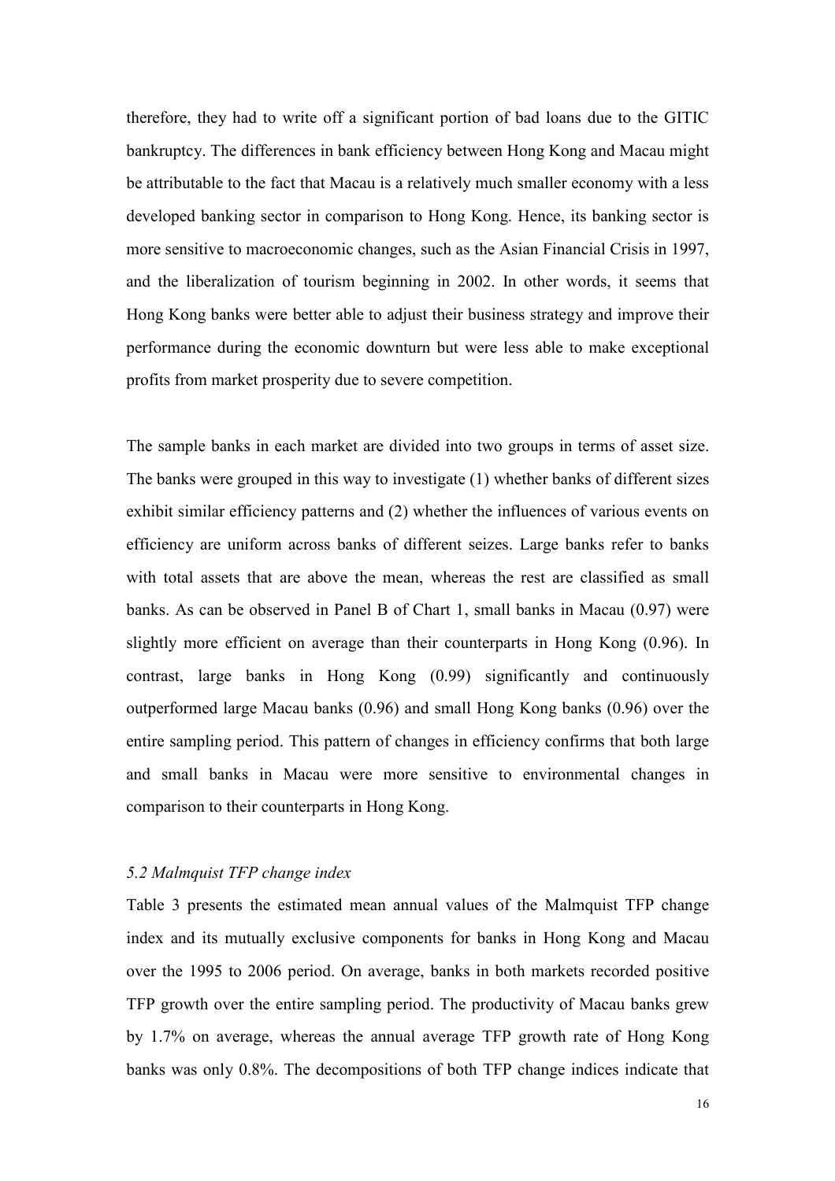therefore, they had to write off a significant portion of bad loans due to the GITIC bankruptcy. The differences in bank efficiency between Hong Kong and Macau might be attributable to the fact that Macau is a relatively much smaller economy with a less developed banking sector in comparison to Hong Kong. Hence, its banking sector is more sensitive to macroeconomic changes, such as the Asian Financial Crisis in 1997, and the liberalization of tourism beginning in 2002. In other words, it seems that Hong Kong banks were better able to adjust their business strategy and improve their performance during the economic downturn but were less able to make exceptional profits from market prosperity due to severe competition.

The sample banks in each market are divided into two groups in terms of asset size. The banks were grouped in this way to investigate (1) whether banks of different sizes exhibit similar efficiency patterns and (2) whether the influences of various events on efficiency are uniform across banks of different seizes. Large banks refer to banks with total assets that are above the mean, whereas the rest are classified as small banks. As can be observed in Panel B of Chart 1, small banks in Macau (0.97) were slightly more efficient on average than their counterparts in Hong Kong (0.96). In contrast, large banks in Hong Kong (0.99) significantly and continuously outperformed large Macau banks (0.96) and small Hong Kong banks (0.96) over the entire sampling period. This pattern of changes in efficiency confirms that both large and small banks in Macau were more sensitive to environmental changes in comparison to their counterparts in Hong Kong.

### *5.2 Malmquist TFP change index*

Table 3 presents the estimated mean annual values of the Malmquist TFP change index and its mutually exclusive components for banks in Hong Kong and Macau over the 1995 to 2006 period. On average, banks in both markets recorded positive TFP growth over the entire sampling period. The productivity of Macau banks grew by 1.7% on average, whereas the annual average TFP growth rate of Hong Kong banks was only 0.8%. The decompositions of both TFP change indices indicate that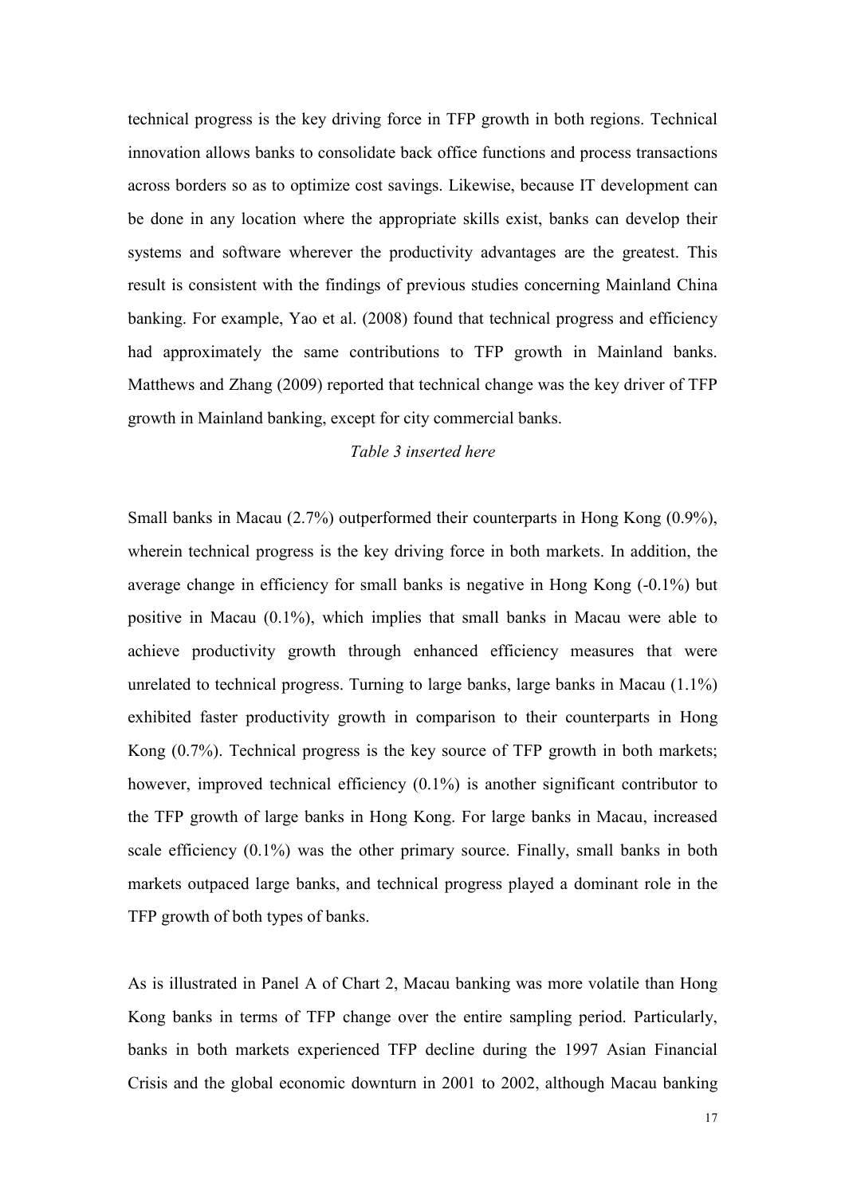technical progress is the key driving force in TFP growth in both regions. Technical innovation allows banks to consolidate back office functions and process transactions across borders so as to optimize cost savings. Likewise, because IT development can be done in any location where the appropriate skills exist, banks can develop their systems and software wherever the productivity advantages are the greatest. This result is consistent with the findings of previous studies concerning Mainland China banking. For example, Yao et al. (2008) found that technical progress and efficiency had approximately the same contributions to TFP growth in Mainland banks. Matthews and Zhang (2009) reported that technical change was the key driver of TFP growth in Mainland banking, except for city commercial banks.

*Table 3 inserted here*

Small banks in Macau (2.7%) outperformed their counterparts in Hong Kong (0.9%), wherein technical progress is the key driving force in both markets. In addition, the average change in efficiency for small banks is negative in Hong Kong (-0.1%) but positive in Macau (0.1%), which implies that small banks in Macau were able to achieve productivity growth through enhanced efficiency measures that were unrelated to technical progress. Turning to large banks, large banks in Macau (1.1%) exhibited faster productivity growth in comparison to their counterparts in Hong Kong (0.7%). Technical progress is the key source of TFP growth in both markets; however, improved technical efficiency (0.1%) is another significant contributor to the TFP growth of large banks in Hong Kong. For large banks in Macau, increased scale efficiency (0.1%) was the other primary source. Finally, small banks in both markets outpaced large banks, and technical progress played a dominant role in the TFP growth of both types of banks.

As is illustrated in Panel A of Chart 2, Macau banking was more volatile than Hong Kong banks in terms of TFP change over the entire sampling period. Particularly, banks in both markets experienced TFP decline during the 1997 Asian Financial Crisis and the global economic downturn in 2001 to 2002, although Macau banking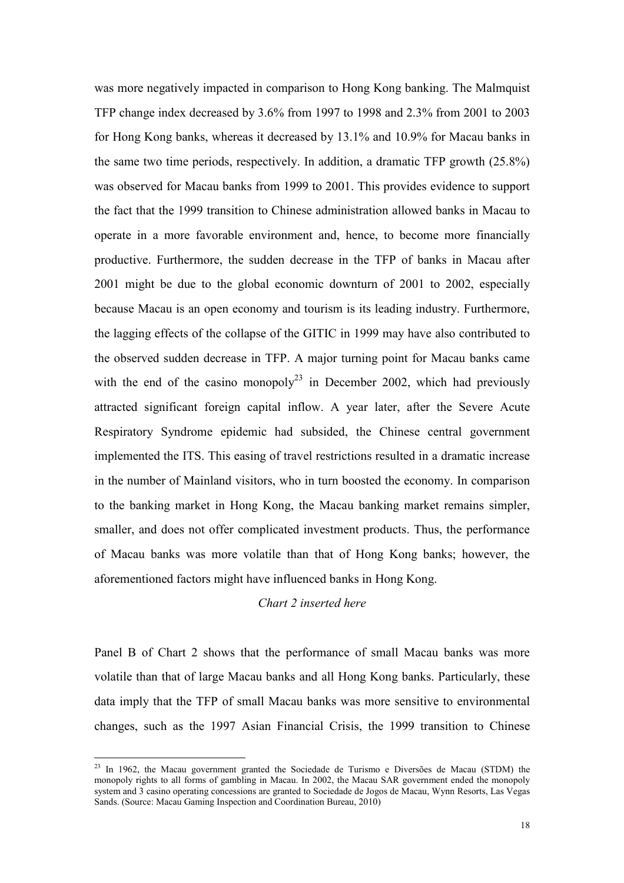was more negatively impacted in comparison to Hong Kong banking. The Malmquist TFP change index decreased by 3.6% from 1997 to 1998 and 2.3% from 2001 to 2003 for Hong Kong banks, whereas it decreased by 13.1% and 10.9% for Macau banks in the same two time periods, respectively. In addition, a dramatic TFP growth (25.8%) was observed for Macau banks from 1999 to 2001. This provides evidence to support the fact that the 1999 transition to Chinese administration allowed banks in Macau to operate in a more favorable environment and, hence, to become more financially productive. Furthermore, the sudden decrease in the TFP of banks in Macau after 2001 might be due to the global economic downturn of 2001 to 2002, especially because Macau is an open economy and tourism is its leading industry. Furthermore, the lagging effects of the collapse of the GITIC in 1999 may have also contributed to the observed sudden decrease in TFP. A major turning point for Macau banks came with the end of the casino monopoly[23] in December 2002, which had previously attracted significant foreign capital inflow. A year later, after the Severe Acute Respiratory Syndrome epidemic had subsided, the Chinese central government implemented the ITS. This easing of travel restrictions resulted in a dramatic increase in the number of Mainland visitors, who in turn boosted the economy. In comparison to the banking market in Hong Kong, the Macau banking market remains simpler, smaller, and does not offer complicated investment products. Thus, the performance of Macau banks was more volatile than that of Hong Kong banks; however, the aforementioned factors might have influenced banks in Hong Kong.

*Chart 2 inserted here*

Panel B of Chart 2 shows that the performance of small Macau banks was more volatile than that of large Macau banks and all Hong Kong banks. Particularly, these data imply that the TFP of small Macau banks was more sensitive to environmental changes, such as the 1997 Asian Financial Crisis, the 1999 transition to Chinese

---

[23] In 1962, the Macau government granted the Sociedade de Turismo e Diversões de Macau (STDM) the monopoly rights to all forms of gambling in Macau. In 2002, the Macau SAR government ended the monopoly system and 3 casino operating concessions are granted to Sociedade de Jogos de Macau, Wynn Resorts, Las Vegas Sands. (Source: Macau Gaming Inspection and Coordination Bureau, 2010)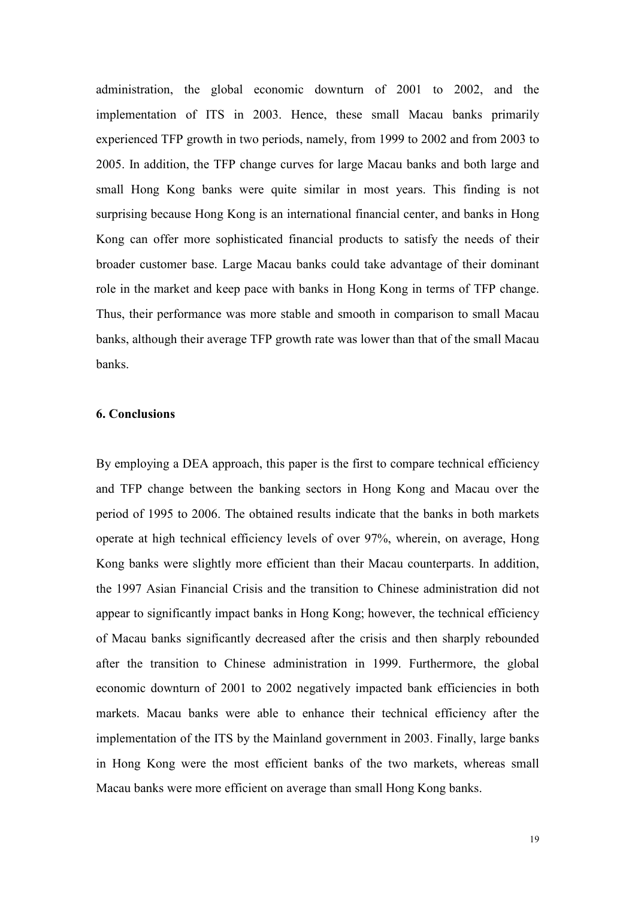administration, the global economic downturn of 2001 to 2002, and the implementation of ITS in 2003. Hence, these small Macau banks primarily experienced TFP growth in two periods, namely, from 1999 to 2002 and from 2003 to 2005. In addition, the TFP change curves for large Macau banks and both large and small Hong Kong banks were quite similar in most years. This finding is not surprising because Hong Kong is an international financial center, and banks in Hong Kong can offer more sophisticated financial products to satisfy the needs of their broader customer base. Large Macau banks could take advantage of their dominant role in the market and keep pace with banks in Hong Kong in terms of TFP change. Thus, their performance was more stable and smooth in comparison to small Macau banks, although their average TFP growth rate was lower than that of the small Macau banks.

## 6. Conclusions

By employing a DEA approach, this paper is the first to compare technical efficiency and TFP change between the banking sectors in Hong Kong and Macau over the period of 1995 to 2006. The obtained results indicate that the banks in both markets operate at high technical efficiency levels of over 97%, wherein, on average, Hong Kong banks were slightly more efficient than their Macau counterparts. In addition, the 1997 Asian Financial Crisis and the transition to Chinese administration did not appear to significantly impact banks in Hong Kong; however, the technical efficiency of Macau banks significantly decreased after the crisis and then sharply rebounded after the transition to Chinese administration in 1999. Furthermore, the global economic downturn of 2001 to 2002 negatively impacted bank efficiencies in both markets. Macau banks were able to enhance their technical efficiency after the implementation of the ITS by the Mainland government in 2003. Finally, large banks in Hong Kong were the most efficient banks of the two markets, whereas small Macau banks were more efficient on average than small Hong Kong banks.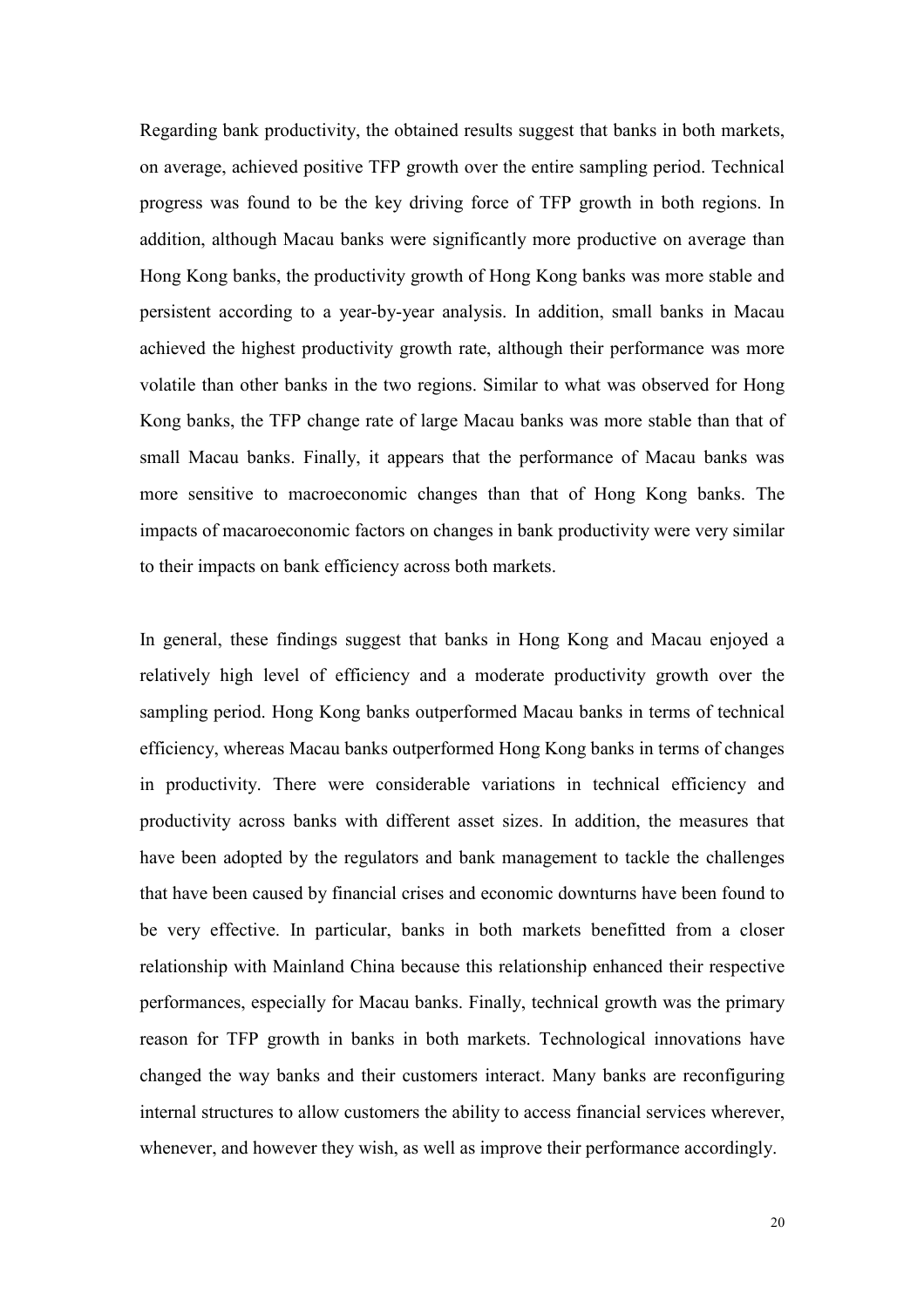Regarding bank productivity, the obtained results suggest that banks in both markets, on average, achieved positive TFP growth over the entire sampling period. Technical progress was found to be the key driving force of TFP growth in both regions. In addition, although Macau banks were significantly more productive on average than Hong Kong banks, the productivity growth of Hong Kong banks was more stable and persistent according to a year-by-year analysis. In addition, small banks in Macau achieved the highest productivity growth rate, although their performance was more volatile than other banks in the two regions. Similar to what was observed for Hong Kong banks, the TFP change rate of large Macau banks was more stable than that of small Macau banks. Finally, it appears that the performance of Macau banks was more sensitive to macroeconomic changes than that of Hong Kong banks. The impacts of macaroeconomic factors on changes in bank productivity were very similar to their impacts on bank efficiency across both markets.

In general, these findings suggest that banks in Hong Kong and Macau enjoyed a relatively high level of efficiency and a moderate productivity growth over the sampling period. Hong Kong banks outperformed Macau banks in terms of technical efficiency, whereas Macau banks outperformed Hong Kong banks in terms of changes in productivity. There were considerable variations in technical efficiency and productivity across banks with different asset sizes. In addition, the measures that have been adopted by the regulators and bank management to tackle the challenges that have been caused by financial crises and economic downturns have been found to be very effective. In particular, banks in both markets benefitted from a closer relationship with Mainland China because this relationship enhanced their respective performances, especially for Macau banks. Finally, technical growth was the primary reason for TFP growth in banks in both markets. Technological innovations have changed the way banks and their customers interact. Many banks are reconfiguring internal structures to allow customers the ability to access financial services wherever, whenever, and however they wish, as well as improve their performance accordingly.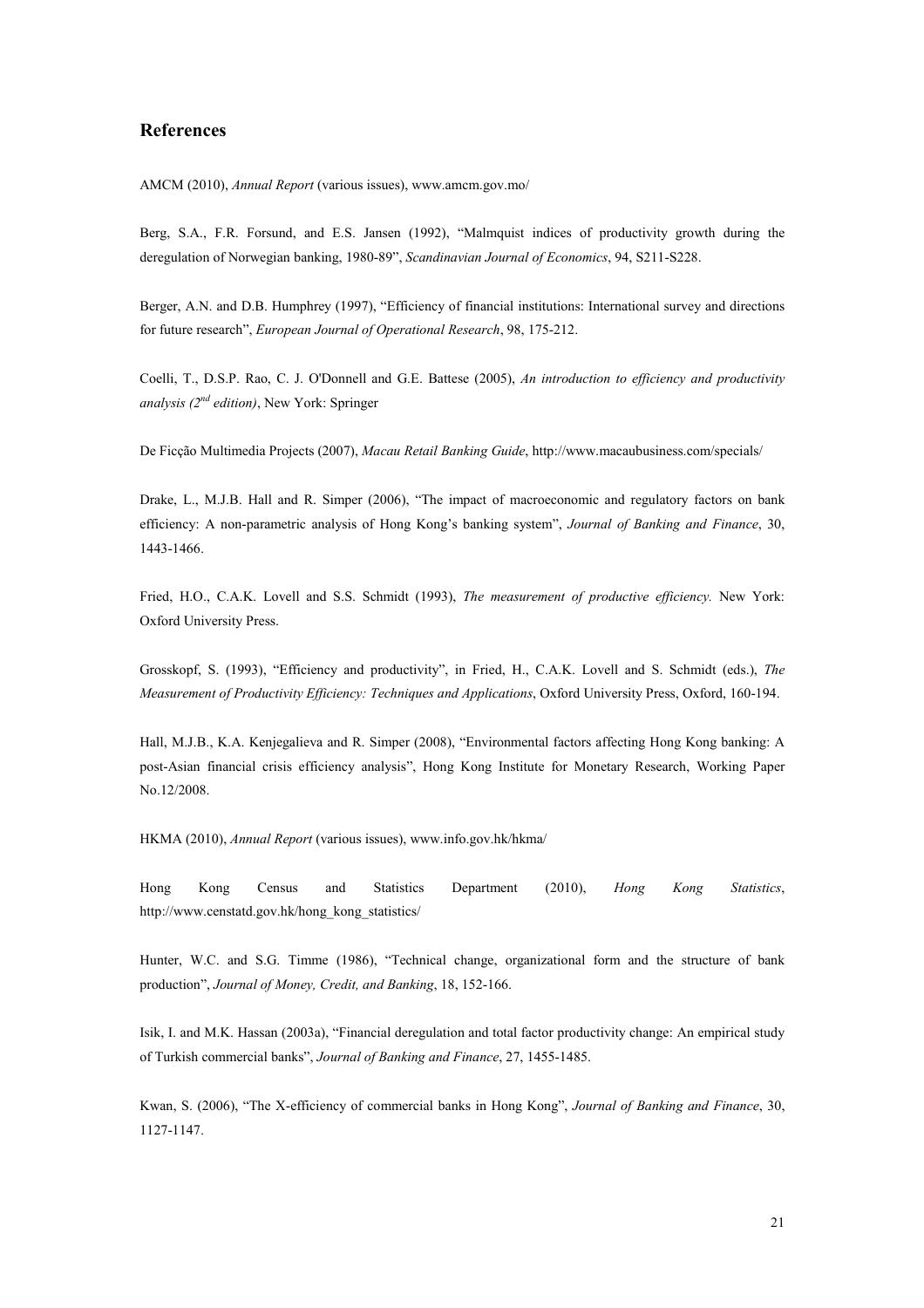## References

AMCM (2010), *Annual Report* (various issues), www.amcm.gov.mo/

Berg, S.A., F.R. Forsund, and E.S. Jansen (1992), "Malmquist indices of productivity growth during the deregulation of Norwegian banking, 1980-89", *Scandinavian Journal of Economics*, 94, S211-S228.

Berger, A.N. and D.B. Humphrey (1997), "Efficiency of financial institutions: International survey and directions for future research", *European Journal of Operational Research*, 98, 175-212.

Coelli, T., D.S.P. Rao, C. J. O'Donnell and G.E. Battese (2005), *An introduction to efficiency and productivity analysis (2nd edition)*, New York: Springer

De Ficção Multimedia Projects (2007), *Macau Retail Banking Guide*, http://www.macaubusiness.com/specials/

Drake, L., M.J.B. Hall and R. Simper (2006), "The impact of macroeconomic and regulatory factors on bank efficiency: A non-parametric analysis of Hong Kong's banking system", *Journal of Banking and Finance*, 30, 1443-1466.

Fried, H.O., C.A.K. Lovell and S.S. Schmidt (1993), *The measurement of productive efficiency.* New York: Oxford University Press.

Grosskopf, S. (1993), "Efficiency and productivity", in Fried, H., C.A.K. Lovell and S. Schmidt (eds.), *The Measurement of Productivity Efficiency: Techniques and Applications*, Oxford University Press, Oxford, 160-194.

Hall, M.J.B., K.A. Kenjegalieva and R. Simper (2008), "Environmental factors affecting Hong Kong banking: A post-Asian financial crisis efficiency analysis", Hong Kong Institute for Monetary Research, Working Paper No.12/2008.

HKMA (2010), *Annual Report* (various issues), www.info.gov.hk/hkma/

Hong Kong Census and Statistics Department (2010), *Hong Kong Statistics*, http://www.censtatd.gov.hk/hong_kong_statistics/

Hunter, W.C. and S.G. Timme (1986), "Technical change, organizational form and the structure of bank production", *Journal of Money, Credit, and Banking*, 18, 152-166.

Isik, I. and M.K. Hassan (2003a), "Financial deregulation and total factor productivity change: An empirical study of Turkish commercial banks", *Journal of Banking and Finance*, 27, 1455-1485.

Kwan, S. (2006), "The X-efficiency of commercial banks in Hong Kong", *Journal of Banking and Finance*, 30, 1127-1147.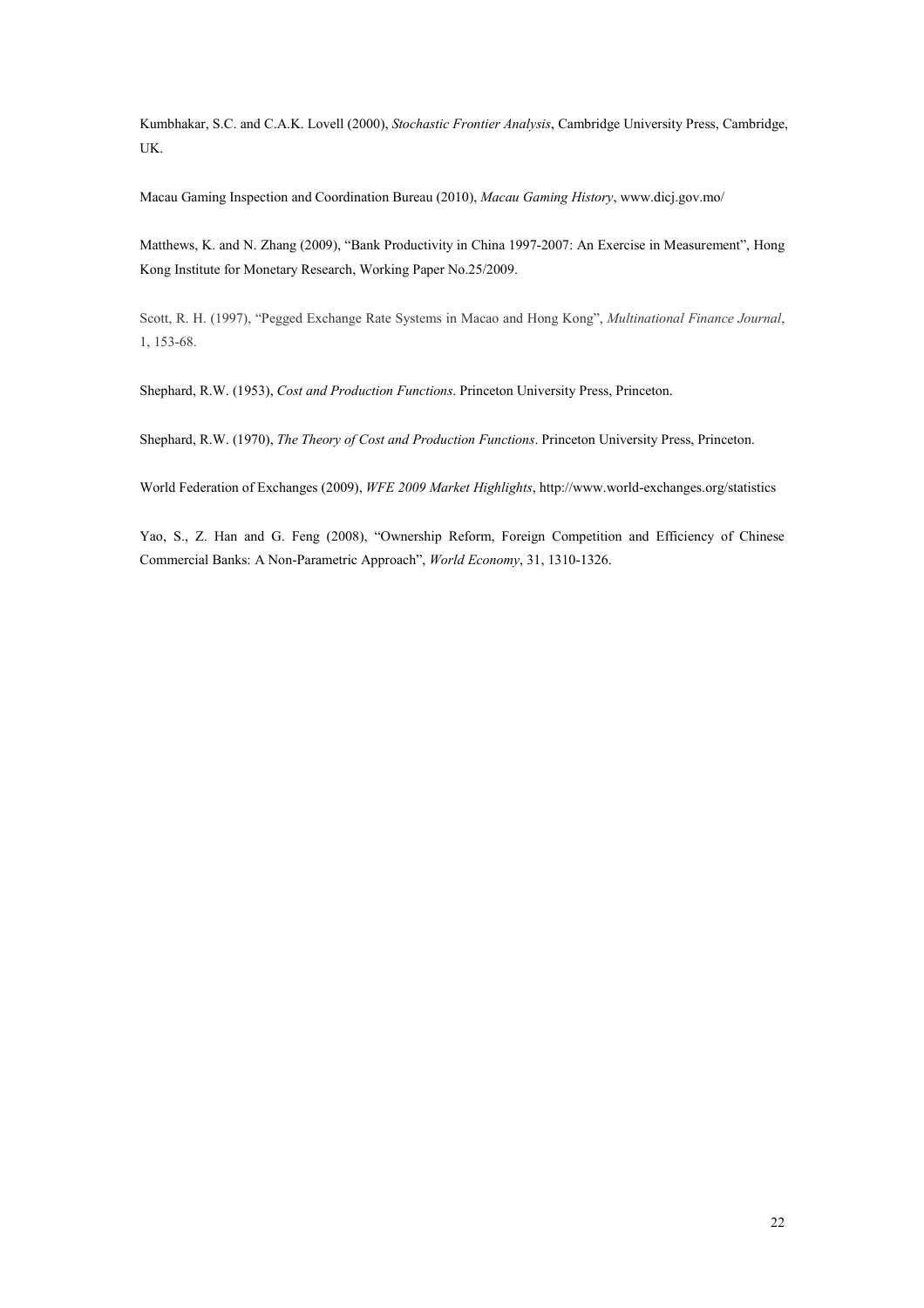Kumbhakar, S.C. and C.A.K. Lovell (2000), *Stochastic Frontier Analysis*, Cambridge University Press, Cambridge, UK.

Macau Gaming Inspection and Coordination Bureau (2010), *Macau Gaming History*, www.dicj.gov.mo/

Matthews, K. and N. Zhang (2009), "Bank Productivity in China 1997-2007: An Exercise in Measurement", Hong Kong Institute for Monetary Research, Working Paper No.25/2009.

Scott, R. H. (1997), "Pegged Exchange Rate Systems in Macao and Hong Kong", *Multinational Finance Journal*, 1, 153-68.

Shephard, R.W. (1953), *Cost and Production Functions*. Princeton University Press, Princeton.

Shephard, R.W. (1970), *The Theory of Cost and Production Functions*. Princeton University Press, Princeton.

World Federation of Exchanges (2009), *WFE 2009 Market Highlights*, http://www.world-exchanges.org/statistics

Yao, S., Z. Han and G. Feng (2008), "Ownership Reform, Foreign Competition and Efficiency of Chinese Commercial Banks: A Non-Parametric Approach", *World Economy*, 31, 1310-1326.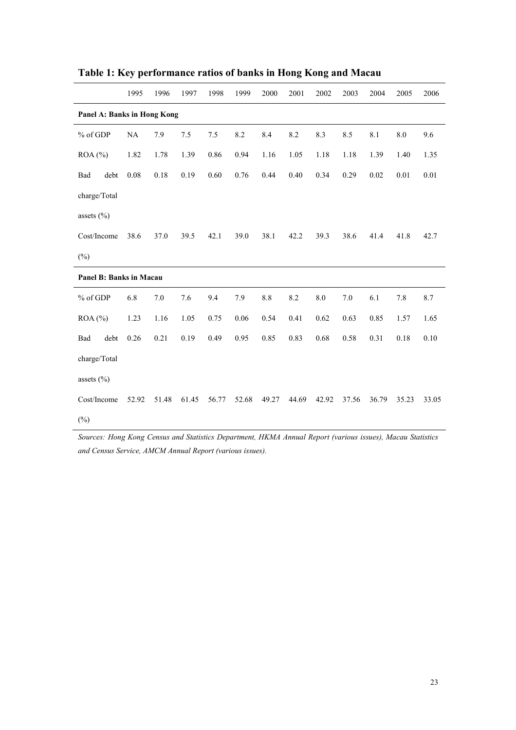**Table 1: Key performance ratios of banks in Hong Kong and Macau**

| | 1995 | 1996 | 1997 | 1998 | 1999 | 2000 | 2001 | 2002 | 2003 | 2004 | 2005 | 2006 |
|---|---|---|---|---|---|---|---|---|---|---|---|---|
| **Panel A: Banks in Hong Kong** | | | | | | | | | | | | |
| % of GDP | NA | 7.9 | 7.5 | 7.5 | 8.2 | 8.4 | 8.2 | 8.3 | 8.5 | 8.1 | 8.0 | 9.6 |
| ROA (%) | 1.82 | 1.78 | 1.39 | 0.86 | 0.94 | 1.16 | 1.05 | 1.18 | 1.18 | 1.39 | 1.40 | 1.35 |
| Bad debt charge/Total assets (%) | 0.08 | 0.18 | 0.19 | 0.60 | 0.76 | 0.44 | 0.40 | 0.34 | 0.29 | 0.02 | 0.01 | 0.01 |
| Cost/Income (%) | 38.6 | 37.0 | 39.5 | 42.1 | 39.0 | 38.1 | 42.2 | 39.3 | 38.6 | 41.4 | 41.8 | 42.7 |
| **Panel B: Banks in Macau** | | | | | | | | | | | | |
| % of GDP | 6.8 | 7.0 | 7.6 | 9.4 | 7.9 | 8.8 | 8.2 | 8.0 | 7.0 | 6.1 | 7.8 | 8.7 |
| ROA (%) | 1.23 | 1.16 | 1.05 | 0.75 | 0.06 | 0.54 | 0.41 | 0.62 | 0.63 | 0.85 | 1.57 | 1.65 |
| Bad debt charge/Total assets (%) | 0.26 | 0.21 | 0.19 | 0.49 | 0.95 | 0.85 | 0.83 | 0.68 | 0.58 | 0.31 | 0.18 | 0.10 |
| Cost/Income (%) | 52.92 | 51.48 | 61.45 | 56.77 | 52.68 | 49.27 | 44.69 | 42.92 | 37.56 | 36.79 | 35.23 | 33.05 |

*Sources: Hong Kong Census and Statistics Department, HKMA Annual Report (various issues), Macau Statistics and Census Service, AMCM Annual Report (various issues).*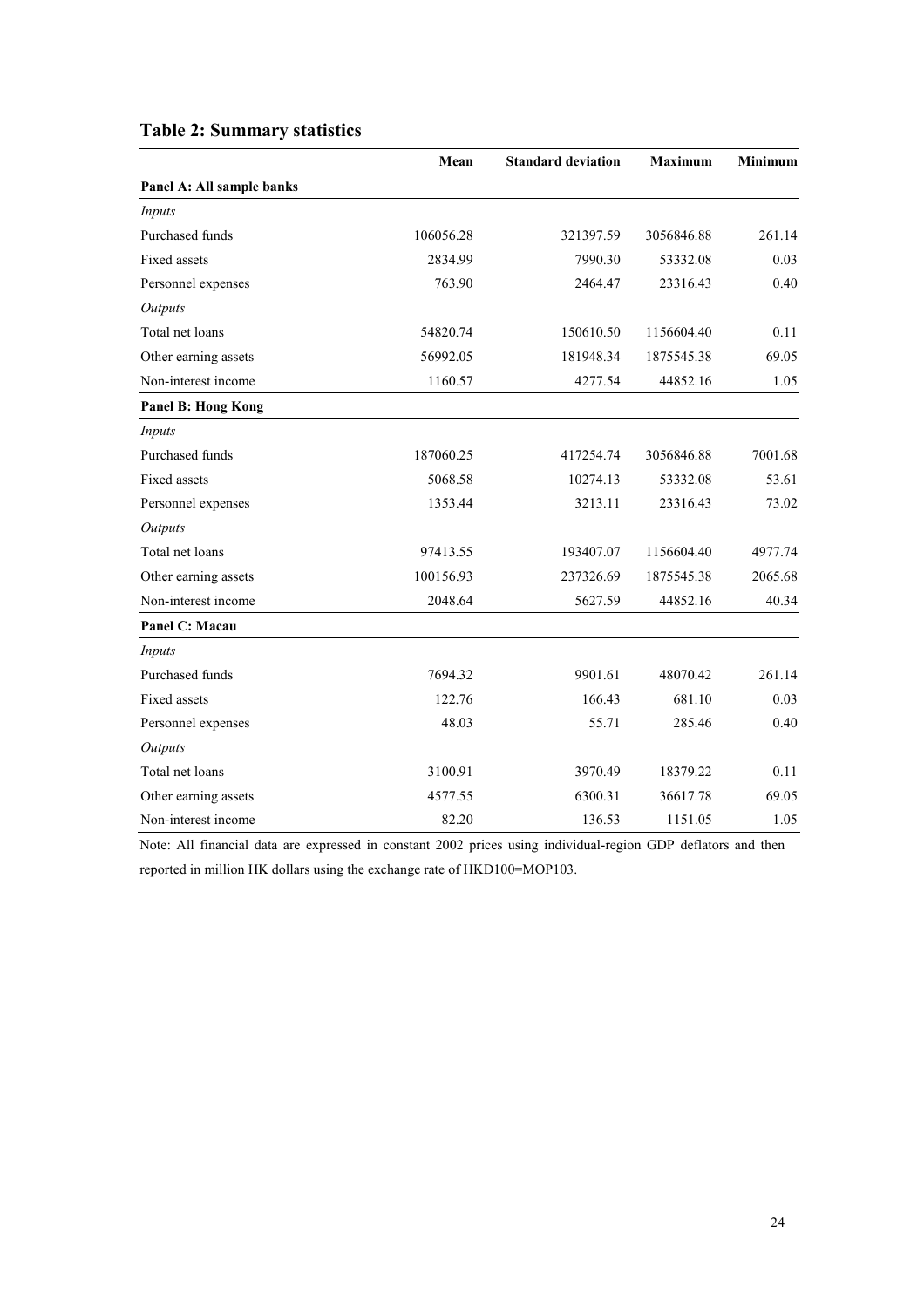## Table 2: Summary statistics

| | Mean | Standard deviation | Maximum | Minimum |
|---|---|---|---|---|
| **Panel A: All sample banks** | | | | |
| *Inputs* | | | | |
| Purchased funds | 106056.28 | 321397.59 | 3056846.88 | 261.14 |
| Fixed assets | 2834.99 | 7990.30 | 53332.08 | 0.03 |
| Personnel expenses | 763.90 | 2464.47 | 23316.43 | 0.40 |
| *Outputs* | | | | |
| Total net loans | 54820.74 | 150610.50 | 1156604.40 | 0.11 |
| Other earning assets | 56992.05 | 181948.34 | 1875545.38 | 69.05 |
| Non-interest income | 1160.57 | 4277.54 | 44852.16 | 1.05 |
| **Panel B: Hong Kong** | | | | |
| *Inputs* | | | | |
| Purchased funds | 187060.25 | 417254.74 | 3056846.88 | 7001.68 |
| Fixed assets | 5068.58 | 10274.13 | 53332.08 | 53.61 |
| Personnel expenses | 1353.44 | 3213.11 | 23316.43 | 73.02 |
| *Outputs* | | | | |
| Total net loans | 97413.55 | 193407.07 | 1156604.40 | 4977.74 |
| Other earning assets | 100156.93 | 237326.69 | 1875545.38 | 2065.68 |
| Non-interest income | 2048.64 | 5627.59 | 44852.16 | 40.34 |
| **Panel C: Macau** | | | | |
| *Inputs* | | | | |
| Purchased funds | 7694.32 | 9901.61 | 48070.42 | 261.14 |
| Fixed assets | 122.76 | 166.43 | 681.10 | 0.03 |
| Personnel expenses | 48.03 | 55.71 | 285.46 | 0.40 |
| *Outputs* | | | | |
| Total net loans | 3100.91 | 3970.49 | 18379.22 | 0.11 |
| Other earning assets | 4577.55 | 6300.31 | 36617.78 | 69.05 |
| Non-interest income | 82.20 | 136.53 | 1151.05 | 1.05 |

Note: All financial data are expressed in constant 2002 prices using individual-region GDP deflators and then reported in million HK dollars using the exchange rate of HKD100=MOP103.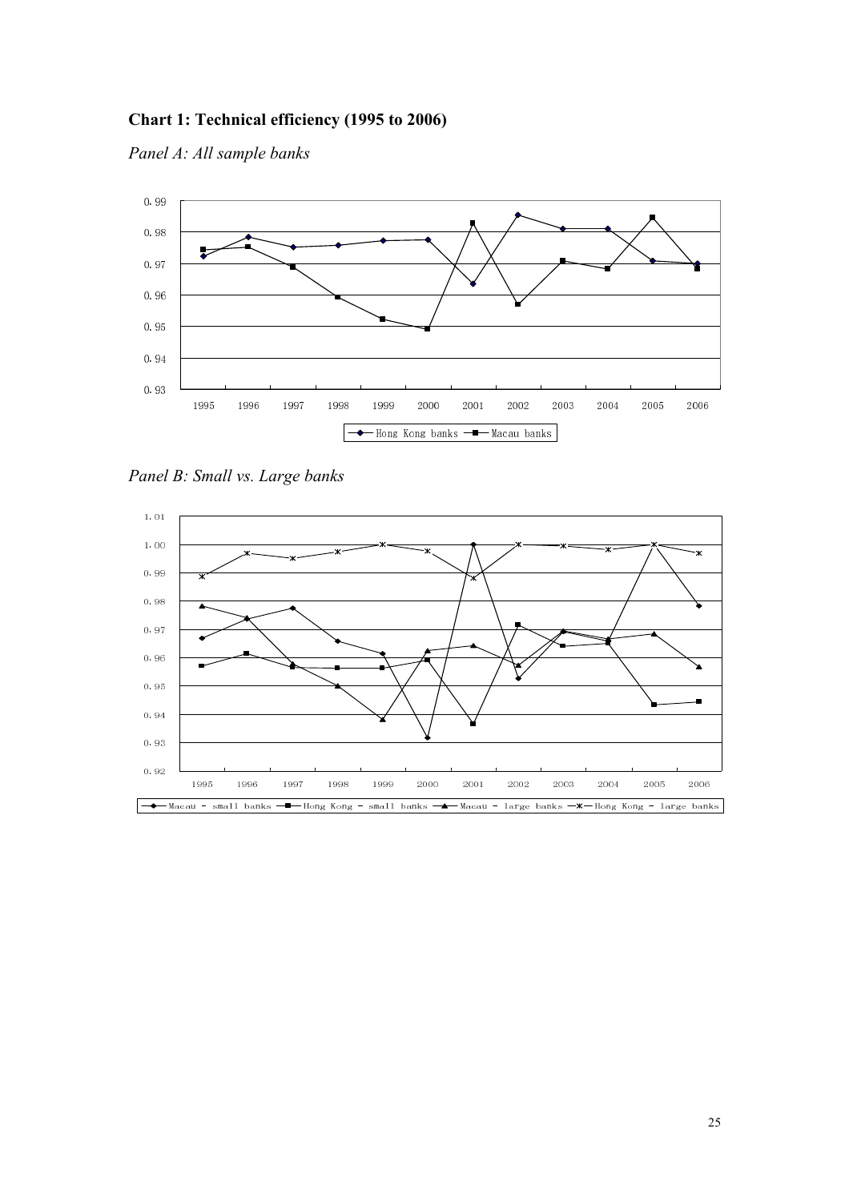**Chart 1: Technical efficiency (1995 to 2006)**

*Panel A: All sample banks*

*Panel B: Small vs. Large banks*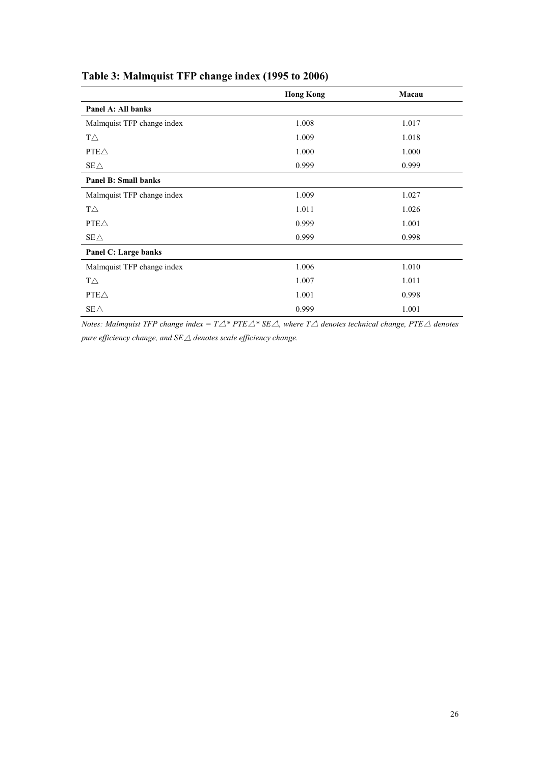## Table 3: Malmquist TFP change index (1995 to 2006)

| | **Hong Kong** | **Macau** |
|---|---|---|
| **Panel A: All banks** | | |
| Malmquist TFP change index | 1.008 | 1.017 |
| T△ | 1.009 | 1.018 |
| PTE△ | 1.000 | 1.000 |
| SE△ | 0.999 | 0.999 |
| **Panel B: Small banks** | | |
| Malmquist TFP change index | 1.009 | 1.027 |
| T△ | 1.011 | 1.026 |
| PTE△ | 0.999 | 1.001 |
| SE△ | 0.999 | 0.998 |
| **Panel C: Large banks** | | |
| Malmquist TFP change index | 1.006 | 1.010 |
| T△ | 1.007 | 1.011 |
| PTE△ | 1.001 | 0.998 |
| SE△ | 0.999 | 1.001 |

*Notes: Malmquist TFP change index = T△\* PTE△\* SE△, where T△ denotes technical change, PTE△ denotes pure efficiency change, and SE△ denotes scale efficiency change.*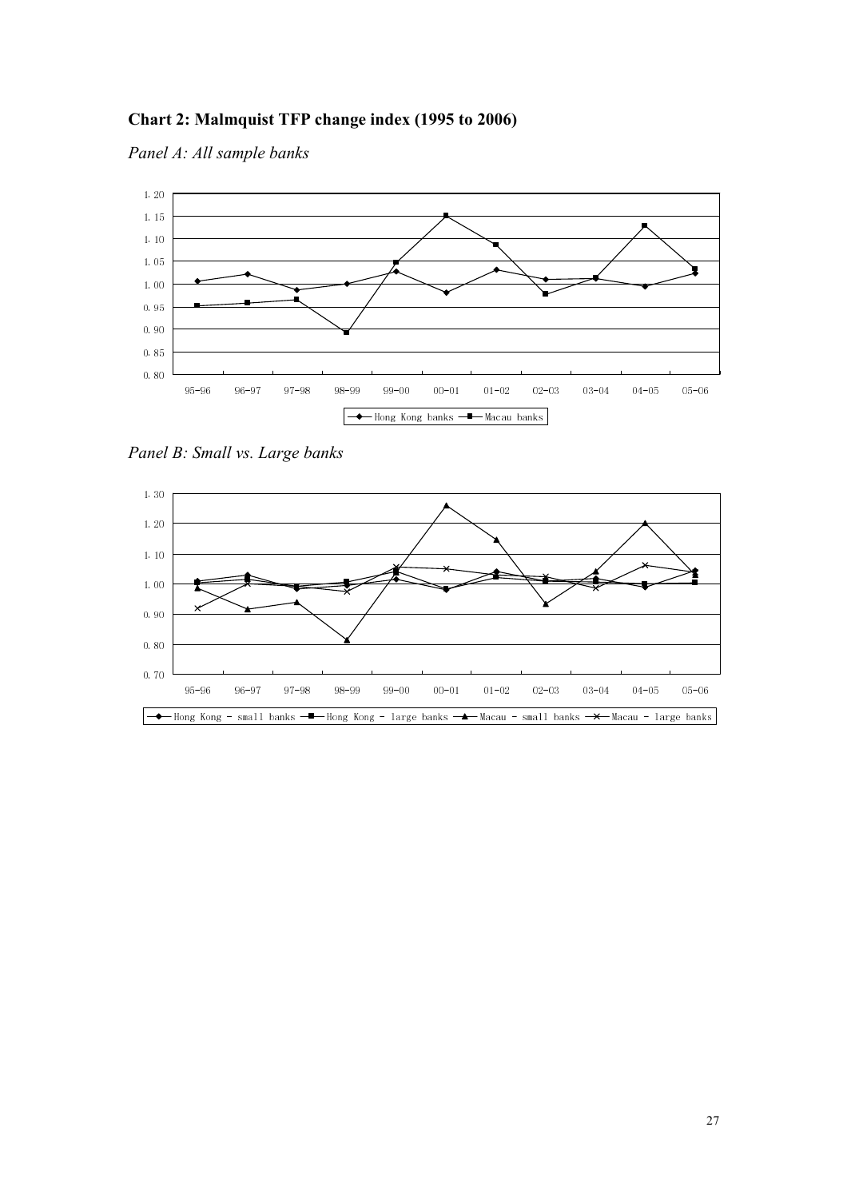**Chart 2: Malmquist TFP change index (1995 to 2006)**

*Panel A: All sample banks*

*Panel B: Small vs. Large banks*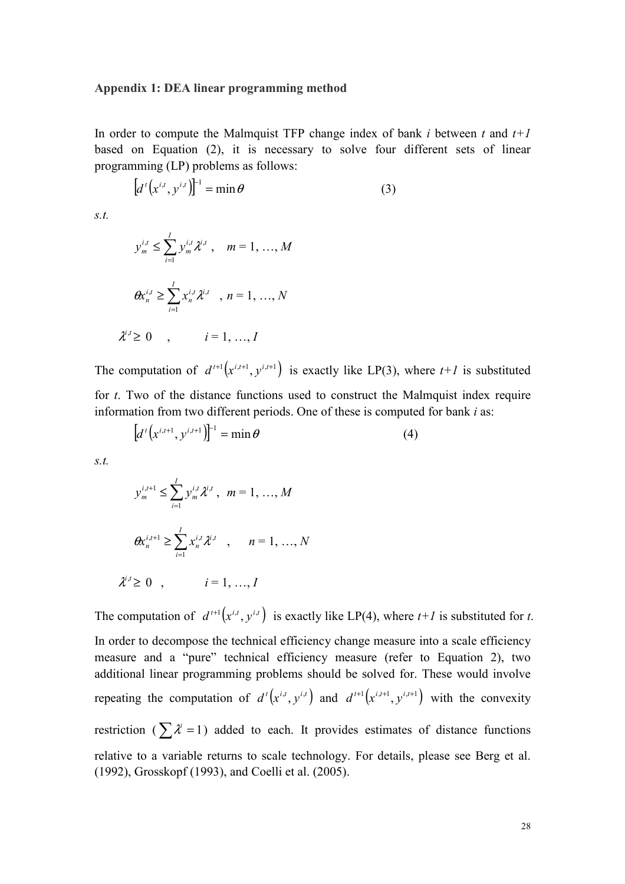**Appendix 1: DEA linear programming method**

In order to compute the Malmquist TFP change index of bank $i$ between $t$ and $t+1$ based on Equation (2), it is necessary to solve four different sets of linear programming (LP) problems as follows:

$$\left[d^t\left(x^{i,t}, y^{i,t}\right)\right]^{-1} = \min \theta \tag{3}$$

*s.t.*

$$y_m^{i,t} \leq \sum_{i=1}^{I} y_m^{i,t} \lambda^{i,t}, \quad m = 1, \ldots, M$$

$$\theta x_n^{i,t} \geq \sum_{i=1}^{I} x_n^{i,t} \lambda^{i,t}, \quad n = 1, \ldots, N$$

$$\lambda^{i,t} \geq 0, \qquad i = 1, \ldots, I$$

The computation of $d^{t+1}\left(x^{i,t+1}, y^{i,t+1}\right)$ is exactly like LP(3), where $t+1$ is substituted for $t$. Two of the distance functions used to construct the Malmquist index require information from two different periods. One of these is computed for bank $i$ as:

$$\left[d^t\left(x^{i,t+1}, y^{i,t+1}\right)\right]^{-1} = \min \theta \tag{4}$$

*s.t.*

$$y_m^{i,t+1} \leq \sum_{i=1}^{I} y_m^{i,t} \lambda^{i,t}, \quad m = 1, \ldots, M$$

$$\theta x_n^{i,t+1} \geq \sum_{i=1}^{I} x_n^{i,t} \lambda^{i,t}, \quad n = 1, \ldots, N$$

$$\lambda^{i,t} \geq 0, \qquad i = 1, \ldots, I$$

The computation of $d^{t+1}\left(x^{i,t}, y^{i,t}\right)$ is exactly like LP(4), where $t+1$ is substituted for $t$. In order to decompose the technical efficiency change measure into a scale efficiency measure and a "pure" technical efficiency measure (refer to Equation 2), two additional linear programming problems should be solved for. These would involve repeating the computation of $d^t\left(x^{i,t}, y^{i,t}\right)$ and $d^{t+1}\left(x^{i,t+1}, y^{i,t+1}\right)$ with the convexity restriction ($\sum \lambda^i = 1$) added to each. It provides estimates of distance functions relative to a variable returns to scale technology. For details, please see Berg et al. (1992), Grosskopf (1993), and Coelli et al. (2005).